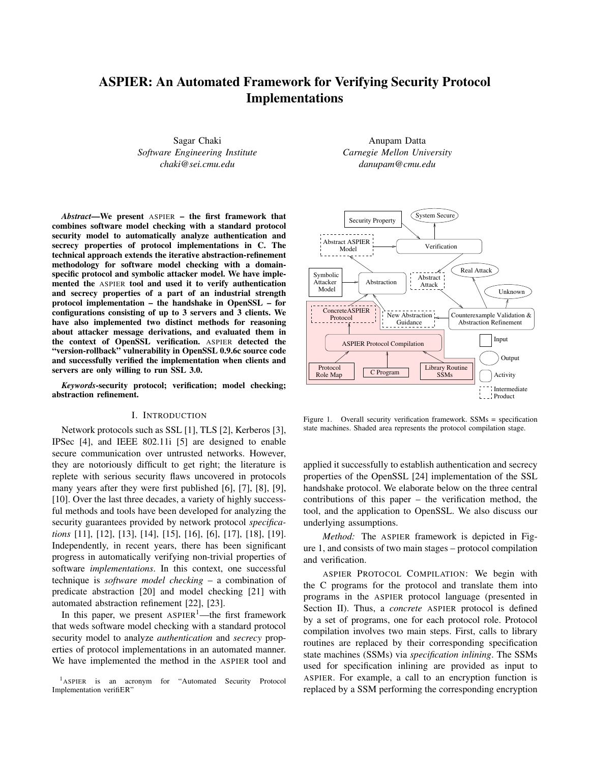# ASPIER: An Automated Framework for Verifying Security Protocol Implementations

Sagar Chaki
*Software Engineering Institute*
*chaki@sei.cmu.edu*

Anupam Datta
*Carnegie Mellon University*
*danupam@cmu.edu*

***Abstract*—We present ASPIER – the first framework that combines software model checking with a standard protocol security model to automatically analyze authentication and secrecy properties of protocol implementations in C. The technical approach extends the iterative abstraction-refinement methodology for software model checking with a domain-specific protocol and symbolic attacker model. We have implemented the ASPIER tool and used it to verify authentication and secrecy properties of a part of an industrial strength protocol implementation – the handshake in OpenSSL – for configurations consisting of up to 3 servers and 3 clients. We have also implemented two distinct methods for reasoning about attacker message derivations, and evaluated them in the context of OpenSSL verification. ASPIER detected the "version-rollback" vulnerability in OpenSSL 0.9.6c source code and successfully verified the implementation when clients and servers are only willing to run SSL 3.0.**

***Keywords*-security protocol; verification; model checking; abstraction refinement.**

## I. Introduction

Network protocols such as SSL [1], TLS [2], Kerberos [3], IPSec [4], and IEEE 802.11i [5] are designed to enable secure communication over untrusted networks. However, they are notoriously difficult to get right; the literature is replete with serious security flaws uncovered in protocols many years after they were first published [6], [7], [8], [9], [10]. Over the last three decades, a variety of highly successful methods and tools have been developed for analyzing the security guarantees provided by network protocol *specifications* [11], [12], [13], [14], [15], [16], [6], [17], [18], [19]. Independently, in recent years, there has been significant progress in automatically verifying non-trivial properties of software *implementations*. In this context, one successful technique is *software model checking* – a combination of predicate abstraction [20] and model checking [21] with automated abstraction refinement [22], [23].

In this paper, we present ASPIER[1]—the first framework that weds software model checking with a standard protocol security model to analyze *authentication* and *secrecy* properties of protocol implementations in an automated manner. We have implemented the method in the ASPIER tool and applied it successfully to establish authentication and secrecy properties of the OpenSSL [24] implementation of the SSL handshake protocol. We elaborate below on the three central contributions of this paper – the verification method, the tool, and the application to OpenSSL. We also discuss our underlying assumptions.

[1] ASPIER is an acronym for "Automated Security Protocol Implementation verifiER"

Figure 1. Overall security verification framework. SSMs = specification state machines. Shaded area represents the protocol compilation stage.

*Method:* The ASPIER framework is depicted in Figure 1, and consists of two main stages – protocol compilation and verification.

ASPIER PROTOCOL COMPILATION: We begin with the C programs for the protocol and translate them into programs in the ASPIER protocol language (presented in Section II). Thus, a *concrete* ASPIER protocol is defined by a set of programs, one for each protocol role. Protocol compilation involves two main steps. First, calls to library routines are replaced by their corresponding specification state machines (SSMs) via *specification inlining*. The SSMs used for specification inlining are provided as input to ASPIER. For example, a call to an encryption function is replaced by a SSM performing the corresponding encryption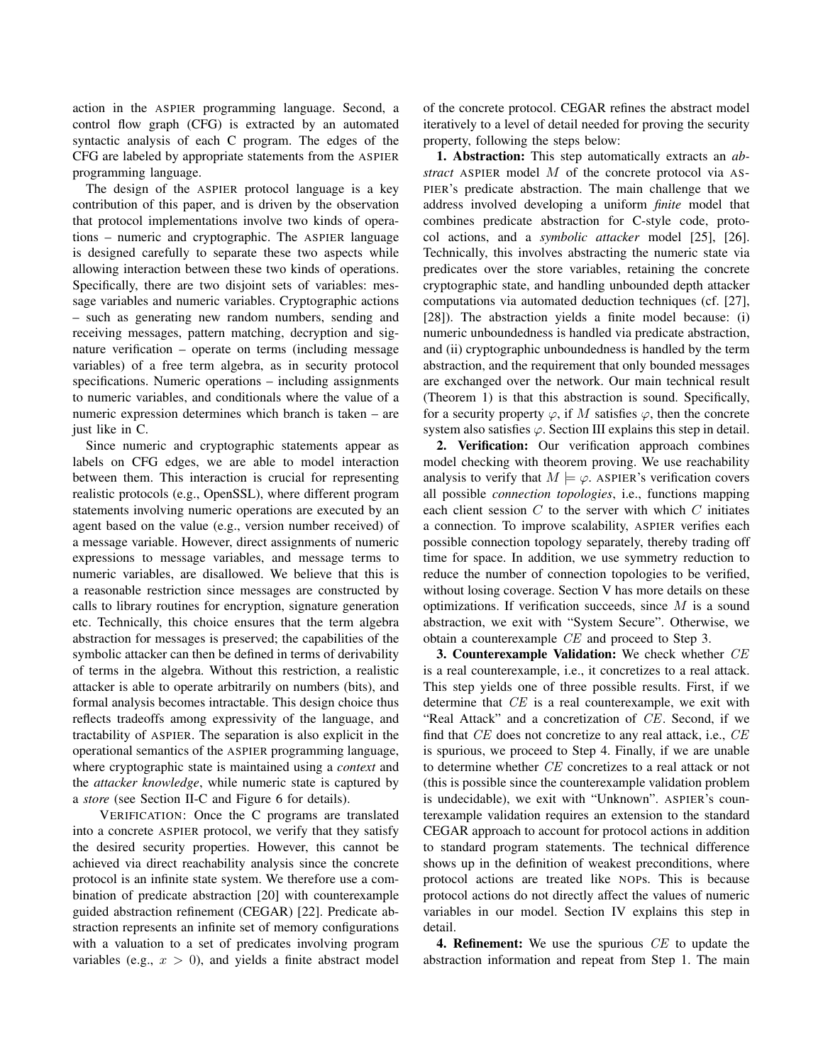action in the ASPIER programming language. Second, a control flow graph (CFG) is extracted by an automated syntactic analysis of each C program. The edges of the CFG are labeled by appropriate statements from the ASPIER programming language.

The design of the ASPIER protocol language is a key contribution of this paper, and is driven by the observation that protocol implementations involve two kinds of operations – numeric and cryptographic. The ASPIER language is designed carefully to separate these two aspects while allowing interaction between these two kinds of operations. Specifically, there are two disjoint sets of variables: message variables and numeric variables. Cryptographic actions – such as generating new random numbers, sending and receiving messages, pattern matching, decryption and signature verification – operate on terms (including message variables) of a free term algebra, as in security protocol specifications. Numeric operations – including assignments to numeric variables, and conditionals where the value of a numeric expression determines which branch is taken – are just like in C.

Since numeric and cryptographic statements appear as labels on CFG edges, we are able to model interaction between them. This interaction is crucial for representing realistic protocols (e.g., OpenSSL), where different program statements involving numeric operations are executed by an agent based on the value (e.g., version number received) of a message variable. However, direct assignments of numeric expressions to message variables, and message terms to numeric variables, are disallowed. We believe that this is a reasonable restriction since messages are constructed by calls to library routines for encryption, signature generation etc. Technically, this choice ensures that the term algebra abstraction for messages is preserved; the capabilities of the symbolic attacker can then be defined in terms of derivability of terms in the algebra. Without this restriction, a realistic attacker is able to operate arbitrarily on numbers (bits), and formal analysis becomes intractable. This design choice thus reflects tradeoffs among expressivity of the language, and tractability of ASPIER. The separation is also explicit in the operational semantics of the ASPIER programming language, where cryptographic state is maintained using a *context* and the *attacker knowledge*, while numeric state is captured by a *store* (see Section II-C and Figure 6 for details).

VERIFICATION: Once the C programs are translated into a concrete ASPIER protocol, we verify that they satisfy the desired security properties. However, this cannot be achieved via direct reachability analysis since the concrete protocol is an infinite state system. We therefore use a combination of predicate abstraction [20] with counterexample guided abstraction refinement (CEGAR) [22]. Predicate abstraction represents an infinite set of memory configurations with a valuation to a set of predicates involving program variables (e.g., $x > 0$), and yields a finite abstract model of the concrete protocol. CEGAR refines the abstract model iteratively to a level of detail needed for proving the security property, following the steps below:

**1. Abstraction:** This step automatically extracts an *abstract* ASPIER model $M$ of the concrete protocol via ASPIER's predicate abstraction. The main challenge that we address involved developing a uniform *finite* model that combines predicate abstraction for C-style code, protocol actions, and a *symbolic attacker* model [25], [26]. Technically, this involves abstracting the numeric state via predicates over the store variables, retaining the concrete cryptographic state, and handling unbounded depth attacker computations via automated deduction techniques (cf. [27], [28]). The abstraction yields a finite model because: (i) numeric unboundedness is handled via predicate abstraction, and (ii) cryptographic unboundedness is handled by the term abstraction, and the requirement that only bounded messages are exchanged over the network. Our main technical result (Theorem 1) is that this abstraction is sound. Specifically, for a security property $\varphi$, if $M$ satisfies $\varphi$, then the concrete system also satisfies $\varphi$. Section III explains this step in detail.

**2. Verification:** Our verification approach combines model checking with theorem proving. We use reachability analysis to verify that $M \models \varphi$. ASPIER's verification covers all possible *connection topologies*, i.e., functions mapping each client session $C$ to the server with which $C$ initiates a connection. To improve scalability, ASPIER verifies each possible connection topology separately, thereby trading off time for space. In addition, we use symmetry reduction to reduce the number of connection topologies to be verified, without losing coverage. Section V has more details on these optimizations. If verification succeeds, since $M$ is a sound abstraction, we exit with "System Secure". Otherwise, we obtain a counterexample $CE$ and proceed to Step 3.

**3. Counterexample Validation:** We check whether $CE$ is a real counterexample, i.e., it concretizes to a real attack. This step yields one of three possible results. First, if we determine that $CE$ is a real counterexample, we exit with "Real Attack" and a concretization of $CE$. Second, if we find that $CE$ does not concretize to any real attack, i.e., $CE$ is spurious, we proceed to Step 4. Finally, if we are unable to determine whether $CE$ concretizes to a real attack or not (this is possible since the counterexample validation problem is undecidable), we exit with "Unknown". ASPIER's counterexample validation requires an extension to the standard CEGAR approach to account for protocol actions in addition to standard program statements. The technical difference shows up in the definition of weakest preconditions, where protocol actions are treated like NOPs. This is because protocol actions do not directly affect the values of numeric variables in our model. Section IV explains this step in detail.

**4. Refinement:** We use the spurious $CE$ to update the abstraction information and repeat from Step 1. The main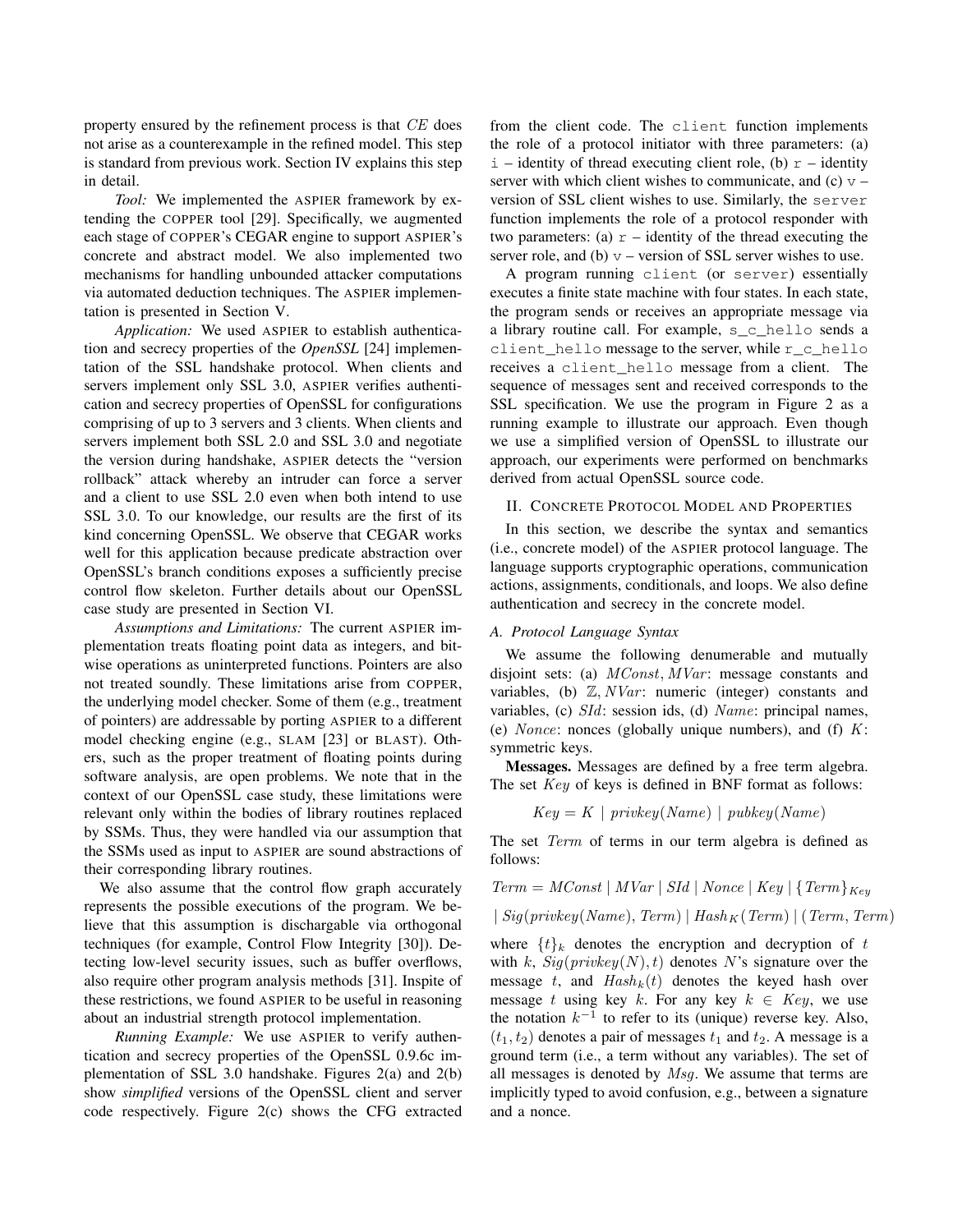property ensured by the refinement process is that $CE$ does not arise as a counterexample in the refined model. This step is standard from previous work. Section IV explains this step in detail.

*Tool:* We implemented the ASPIER framework by extending the COPPER tool [29]. Specifically, we augmented each stage of COPPER's CEGAR engine to support ASPIER's concrete and abstract model. We also implemented two mechanisms for handling unbounded attacker computations via automated deduction techniques. The ASPIER implementation is presented in Section V.

*Application:* We used ASPIER to establish authentication and secrecy properties of the *OpenSSL* [24] implementation of the SSL handshake protocol. When clients and servers implement only SSL 3.0, ASPIER verifies authentication and secrecy properties of OpenSSL for configurations comprising of up to 3 servers and 3 clients. When clients and servers implement both SSL 2.0 and SSL 3.0 and negotiate the version during handshake, ASPIER detects the "version rollback" attack whereby an intruder can force a server and a client to use SSL 2.0 even when both intend to use SSL 3.0. To our knowledge, our results are the first of its kind concerning OpenSSL. We observe that CEGAR works well for this application because predicate abstraction over OpenSSL's branch conditions exposes a sufficiently precise control flow skeleton. Further details about our OpenSSL case study are presented in Section VI.

*Assumptions and Limitations:* The current ASPIER implementation treats floating point data as integers, and bitwise operations as uninterpreted functions. Pointers are also not treated soundly. These limitations arise from COPPER, the underlying model checker. Some of them (e.g., treatment of pointers) are addressable by porting ASPIER to a different model checking engine (e.g., SLAM [23] or BLAST). Others, such as the proper treatment of floating points during software analysis, are open problems. We note that in the context of our OpenSSL case study, these limitations were relevant only within the bodies of library routines replaced by SSMs. Thus, they were handled via our assumption that the SSMs used as input to ASPIER are sound abstractions of their corresponding library routines.

We also assume that the control flow graph accurately represents the possible executions of the program. We believe that this assumption is dischargable via orthogonal techniques (for example, Control Flow Integrity [30]). Detecting low-level security issues, such as buffer overflows, also require other program analysis methods [31]. Inspite of these restrictions, we found ASPIER to be useful in reasoning about an industrial strength protocol implementation.

*Running Example:* We use ASPIER to verify authentication and secrecy properties of the OpenSSL 0.9.6c implementation of SSL 3.0 handshake. Figures 2(a) and 2(b) show *simplified* versions of the OpenSSL client and server code respectively. Figure 2(c) shows the CFG extracted from the client code. The `client` function implements the role of a protocol initiator with three parameters: (a) `i` – identity of thread executing client role, (b) `r` – identity server with which client wishes to communicate, and (c) `v` – version of SSL client wishes to use. Similarly, the `server` function implements the role of a protocol responder with two parameters: (a) `r` – identity of the thread executing the server role, and (b) `v` – version of SSL server wishes to use.

A program running `client` (or `server`) essentially executes a finite state machine with four states. In each state, the program sends or receives an appropriate message via a library routine call. For example, `s_c_hello` sends a `client_hello` message to the server, while `r_c_hello` receives a `client_hello` message from a client. The sequence of messages sent and received corresponds to the SSL specification. We use the program in Figure 2 as a running example to illustrate our approach. Even though we use a simplified version of OpenSSL to illustrate our approach, our experiments were performed on benchmarks derived from actual OpenSSL source code.

## II. Concrete Protocol Model and Properties

In this section, we describe the syntax and semantics (i.e., concrete model) of the ASPIER protocol language. The language supports cryptographic operations, communication actions, assignments, conditionals, and loops. We also define authentication and secrecy in the concrete model.

### A. Protocol Language Syntax

We assume the following denumerable and mutually disjoint sets: (a) $MConst, MVar$: message constants and variables, (b) $\mathbb{Z}, NVar$: numeric (integer) constants and variables, (c) $SId$: session ids, (d) $Name$: principal names, (e) $Nonce$: nonces (globally unique numbers), and (f) $K$: symmetric keys.

**Messages.** Messages are defined by a free term algebra. The set $Key$ of keys is defined in BNF format as follows:

$$Key = K \mid privkey(Name) \mid pubkey(Name)$$

The set $Term$ of terms in our term algebra is defined as follows:

$$Term = MConst \mid MVar \mid SId \mid Nonce \mid Key \mid \{Term\}_{Key}$$

$$\mid Sig(privkey(Name), Term) \mid Hash_K(Term) \mid (Term, Term)$$

where $\{t\}_k$ denotes the encryption and decryption of $t$ with $k$, $Sig(privkey(N), t)$ denotes $N$'s signature over the message $t$, and $Hash_k(t)$ denotes the keyed hash over message $t$ using key $k$. For any key $k \in Key$, we use the notation $k^{-1}$ to refer to its (unique) reverse key. Also, $(t_1, t_2)$ denotes a pair of messages $t_1$ and $t_2$. A message is a ground term (i.e., a term without any variables). The set of all messages is denoted by $Msg$. We assume that terms are implicitly typed to avoid confusion, e.g., between a signature and a nonce.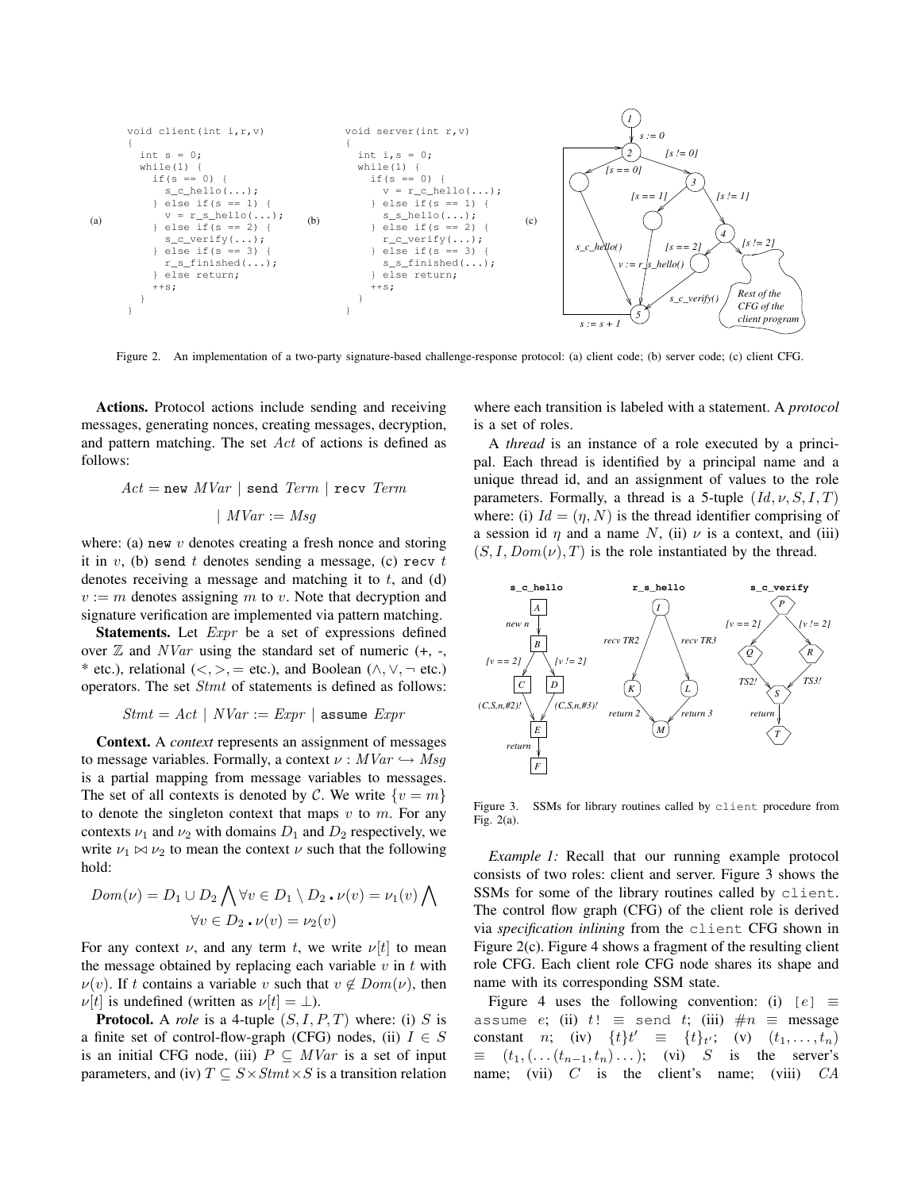```
void client(int i,r,v)
{
  int s = 0;
  while(1) {
    if(s == 0) {
      s_c_hello(...);
    } else if(s == 1) {
      v = r_s_hello(...);
    } else if(s == 2) {
      s_c_verify(...);
    } else if(s == 3) {
      r_s_finished(...);
    } else return;
    ++s;
  }
}
```

```
void server(int r,v)
{
  int i,s = 0;
  while(1) {
    if(s == 0) {
      v = r_c_hello(...);
    } else if(s == 1) {
      s_s_hello(...);
    } else if(s == 2) {
      r_c_verify(...);
    } else if(s == 3) {
      s_s_finished(...);
    } else return;
    ++s;
  }
}
```

Figure 2. An implementation of a two-party signature-based challenge-response protocol: (a) client code; (b) server code; (c) client CFG.

**Actions.** Protocol actions include sending and receiving messages, generating nonces, creating messages, decryption, and pattern matching. The set $Act$ of actions is defined as follows:

$$Act = \texttt{new}\ MVar \mid \texttt{send}\ Term \mid \texttt{recv}\ Term$$

$$\mid MVar := Msg$$

where: (a) new $v$ denotes creating a fresh nonce and storing it in $v$, (b) send $t$ denotes sending a message, (c) recv $t$ denotes receiving a message and matching it to $t$, and (d) $v := m$ denotes assigning $m$ to $v$. Note that decryption and signature verification are implemented via pattern matching.

**Statements.** Let $Expr$ be a set of expressions defined over $\mathbb{Z}$ and $NVar$ using the standard set of numeric (+, -, * etc.), relational ($<, >, =$ etc.), and Boolean ($\wedge, \vee, \neg$ etc.) operators. The set $Stmt$ of statements is defined as follows:

$$Stmt = Act \mid NVar := Expr \mid \texttt{assume}\ Expr$$

**Context.** A *context* represents an assignment of messages to message variables. Formally, a context $\nu : MVar \hookrightarrow Msg$ is a partial mapping from message variables to messages. The set of all contexts is denoted by $\mathcal{C}$. We write $\{v = m\}$ to denote the singleton context that maps $v$ to $m$. For any contexts $\nu_1$ and $\nu_2$ with domains $D_1$ and $D_2$ respectively, we write $\nu_1 \bowtie \nu_2$ to mean the context $\nu$ such that the following hold:

$$Dom(\nu) = D_1 \cup D_2 \bigwedge \forall v \in D_1 \setminus D_2 \centerdot \nu(v) = \nu_1(v) \bigwedge$$
$$\forall v \in D_2 \centerdot \nu(v) = \nu_2(v)$$

For any context $\nu$, and any term $t$, we write $\nu[t]$ to mean the message obtained by replacing each variable $v$ in $t$ with $\nu(v)$. If $t$ contains a variable $v$ such that $v \notin Dom(\nu)$, then $\nu[t]$ is undefined (written as $\nu[t] = \bot$).

**Protocol.** A *role* is a 4-tuple $(S, I, P, T)$ where: (i) $S$ is a finite set of control-flow-graph (CFG) nodes, (ii) $I \in S$ is an initial CFG node, (iii) $P \subseteq MVar$ is a set of input parameters, and (iv) $T \subseteq S \times Stmt \times S$ is a transition relation where each transition is labeled with a statement. A *protocol* is a set of roles.

A *thread* is an instance of a role executed by a principal. Each thread is identified by a principal name and a unique thread id, and an assignment of values to the role parameters. Formally, a thread is a 5-tuple $(Id, \nu, S, I, T)$ where: (i) $Id = (\eta, N)$ is the thread identifier comprising of a session id $\eta$ and a name $N$, (ii) $\nu$ is a context, and (iii) $(S, I, Dom(\nu), T)$ is the role instantiated by the thread.

Figure 3. SSMs for library routines called by client procedure from Fig. 2(a).

*Example 1:* Recall that our running example protocol consists of two roles: client and server. Figure 3 shows the SSMs for some of the library routines called by client. The control flow graph (CFG) of the client role is derived via *specification inlining* from the client CFG shown in Figure 2(c). Figure 4 shows a fragment of the resulting client role CFG. Each client role CFG node shares its shape and name with its corresponding SSM state.

Figure 4 uses the following convention: (i) $[e] \equiv$ assume $e$; (ii) $t! \equiv$ send $t$; (iii) $\#n \equiv$ message constant $n$; (iv) $\{t\}t' \equiv \{t\}_{t'}$; (v) $(t_1, \ldots, t_n) \equiv (t_1, (\ldots(t_{n-1}, t_n)\ldots)$; (vi) $S$ is the server's name; (vii) $C$ is the client's name; (viii) $CA$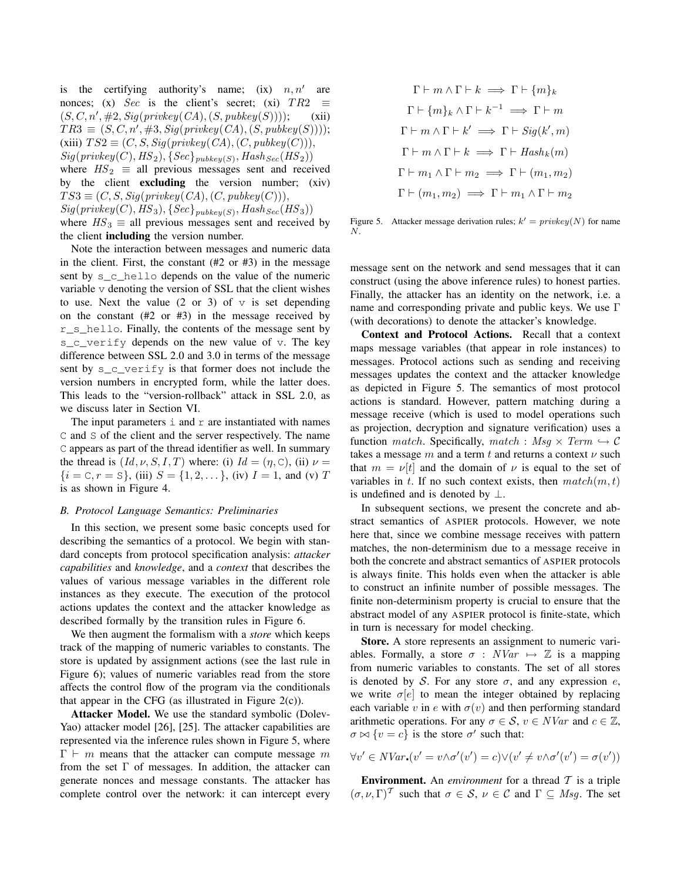is the certifying authority's name; (ix) $n, n'$ are nonces; (x) $Sec$ is the client's secret; (xi) $TR2 \equiv (S, C, n', \#2, Sig(privkey(CA), (S, pubkey(S))))$; (xii) $TR3 \equiv (S, C, n', \#3, Sig(privkey(CA), (S, pubkey(S))))$; (xiii) $TS2 \equiv (C, S, Sig(privkey(CA), (C, pubkey(C))), Sig(privkey(C), HS_2), \{Sec\}_{pubkey(S)}, Hash_{Sec}(HS_2))$ where $HS_2 \equiv$ all previous messages sent and received by the client **excluding** the version number; (xiv) $TS3 \equiv (C, S, Sig(privkey(CA), (C, pubkey(C))), Sig(privkey(C), HS_3), \{Sec\}_{pubkey(S)}, Hash_{Sec}(HS_3))$ where $HS_3 \equiv$ all previous messages sent and received by the client **including** the version number.

Note the interaction between messages and numeric data in the client. First, the constant (#2 or #3) in the message sent by `s_c_hello` depends on the value of the numeric variable `v` denoting the version of SSL that the client wishes to use. Next the value (2 or 3) of `v` is set depending on the constant (#2 or #3) in the message received by `r_s_hello`. Finally, the contents of the message sent by `s_c_verify` depends on the new value of `v`. The key difference between SSL 2.0 and 3.0 in terms of the message sent by `s_c_verify` is that former does not include the version numbers in encrypted form, while the latter does. This leads to the "version-rollback" attack in SSL 2.0, as we discuss later in Section VI.

The input parameters `i` and `r` are instantiated with names `C` and `S` of the client and the server respectively. The name `C` appears as part of the thread identifier as well. In summary the thread is $(Id, \nu, S, I, T)$ where: (i) $Id = (\eta, \texttt{C})$, (ii) $\nu = \{i = \texttt{C}, r = \texttt{S}\}$, (iii) $S = \{1, 2, \dots\}$, (iv) $I = 1$, and (v) $T$ is as shown in Figure 4.

### B. Protocol Language Semantics: Preliminaries

In this section, we present some basic concepts used for describing the semantics of a protocol. We begin with standard concepts from protocol specification analysis: *attacker capabilities* and *knowledge*, and a *context* that describes the values of various message variables in the different role instances as they execute. The execution of the protocol actions updates the context and the attacker knowledge as described formally by the transition rules in Figure 6.

We then augment the formalism with a *store* which keeps track of the mapping of numeric variables to constants. The store is updated by assignment actions (see the last rule in Figure 6); values of numeric variables read from the store affects the control flow of the program via the conditionals that appear in the CFG (as illustrated in Figure 2(c)).

**Attacker Model.** We use the standard symbolic (Dolev-Yao) attacker model [26], [25]. The attacker capabilities are represented via the inference rules shown in Figure 5, where $\Gamma \vdash m$ means that the attacker can compute message $m$ from the set $\Gamma$ of messages. In addition, the attacker can generate nonces and message constants. The attacker has complete control over the network: it can intercept every message sent on the network and send messages that it can construct (using the above inference rules) to honest parties. Finally, the attacker has an identity on the network, i.e. a name and corresponding private and public keys. We use $\Gamma$ (with decorations) to denote the attacker's knowledge.

$$\Gamma \vdash m \wedge \Gamma \vdash k \implies \Gamma \vdash \{m\}_k$$
$$\Gamma \vdash \{m\}_k \wedge \Gamma \vdash k^{-1} \implies \Gamma \vdash m$$
$$\Gamma \vdash m \wedge \Gamma \vdash k' \implies \Gamma \vdash Sig(k', m)$$
$$\Gamma \vdash m \wedge \Gamma \vdash k \implies \Gamma \vdash Hash_k(m)$$
$$\Gamma \vdash m_1 \wedge \Gamma \vdash m_2 \implies \Gamma \vdash (m_1, m_2)$$
$$\Gamma \vdash (m_1, m_2) \implies \Gamma \vdash m_1 \wedge \Gamma \vdash m_2$$

Figure 5. Attacker message derivation rules; $k' = privkey(N)$ for name $N$.

**Context and Protocol Actions.** Recall that a context maps message variables (that appear in role instances) to messages. Protocol actions such as sending and receiving messages updates the context and the attacker knowledge as depicted in Figure 5. The semantics of most protocol actions is standard. However, pattern matching during a message receive (which is used to model operations such as projection, decryption and signature verification) uses a function $match$. Specifically, $match : Msg \times Term \hookrightarrow \mathcal{C}$ takes a message $m$ and a term $t$ and returns a context $\nu$ such that $m = \nu[t]$ and the domain of $\nu$ is equal to the set of variables in $t$. If no such context exists, then $match(m, t)$ is undefined and is denoted by $\perp$.

In subsequent sections, we present the concrete and abstract semantics of ASPIER protocols. However, we note here that, since we combine message receives with pattern matches, the non-determinism due to a message receive in both the concrete and abstract semantics of ASPIER protocols is always finite. This holds even when the attacker is able to construct an infinite number of possible messages. The finite non-determinism property is crucial to ensure that the abstract model of any ASPIER protocol is finite-state, which in turn is necessary for model checking.

**Store.** A store represents an assignment to numeric variables. Formally, a store $\sigma : NVar \mapsto \mathbb{Z}$ is a mapping from numeric variables to constants. The set of all stores is denoted by $\mathcal{S}$. For any store $\sigma$, and any expression $e$, we write $\sigma[e]$ to mean the integer obtained by replacing each variable $v$ in $e$ with $\sigma(v)$ and then performing standard arithmetic operations. For any $\sigma \in \mathcal{S}$, $v \in NVar$ and $c \in \mathbb{Z}$, $\sigma \bowtie \{v = c\}$ is the store $\sigma'$ such that:

$$\forall v' \in NVar \centerdot (v' = v \wedge \sigma'(v') = c) \vee (v' \neq v \wedge \sigma'(v') = \sigma(v'))$$

**Environment.** An *environment* for a thread $\mathcal{T}$ is a triple $(\sigma, \nu, \Gamma)^{\mathcal{T}}$ such that $\sigma \in \mathcal{S}$, $\nu \in \mathcal{C}$ and $\Gamma \subseteq Msg$. The set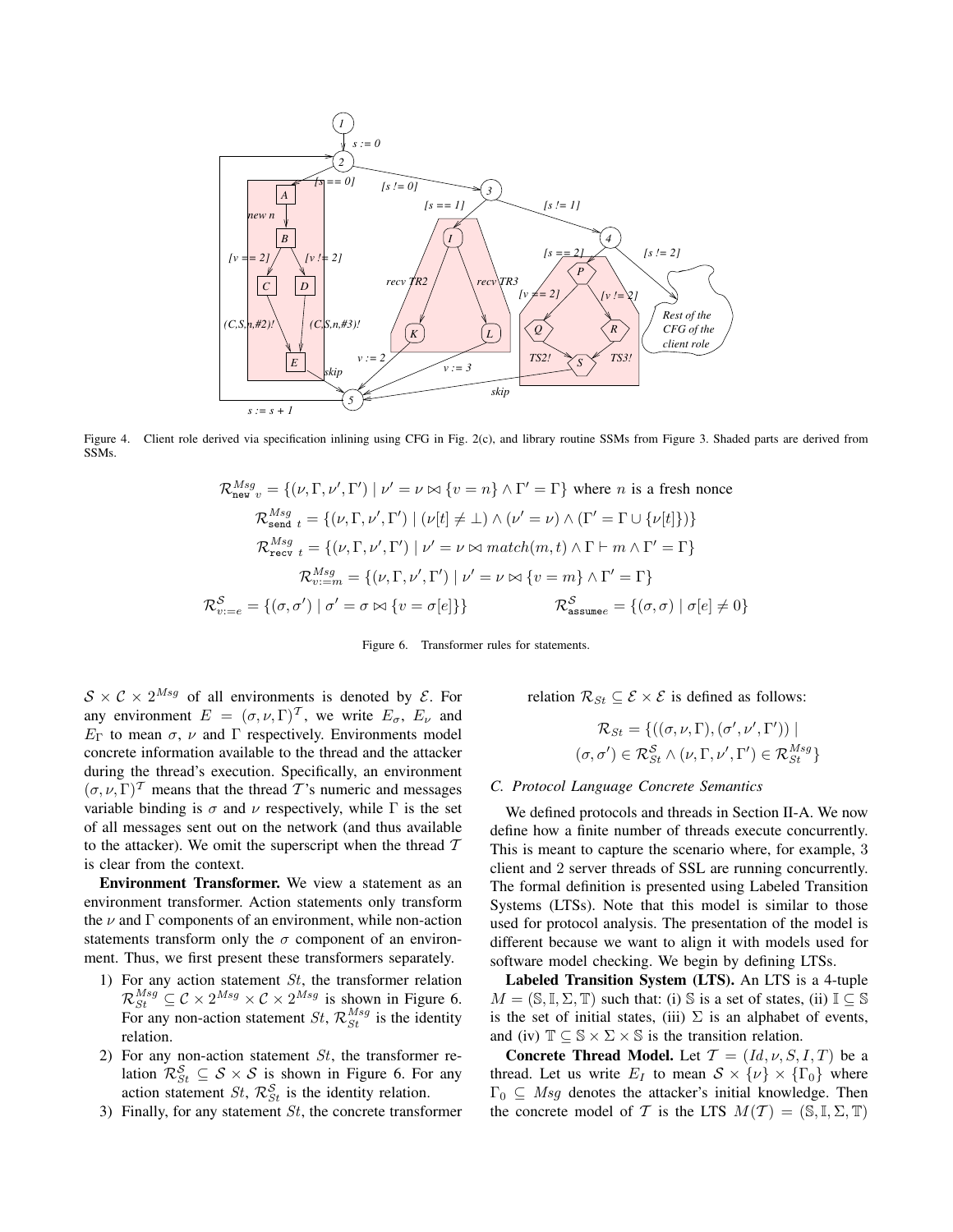Figure 4. Client role derived via specification inlining using CFG in Fig. 2(c), and library routine SSMs from Figure 3. Shaded parts are derived from SSMs.

$$\mathcal{R}^{Msg}_{\texttt{new}\ v} = \{(\nu, \Gamma, \nu', \Gamma') \mid \nu' = \nu \bowtie \{v = n\} \wedge \Gamma' = \Gamma\} \text{ where } n \text{ is a fresh nonce}$$

$$\mathcal{R}^{Msg}_{\texttt{send}\ t} = \{(\nu, \Gamma, \nu', \Gamma') \mid (\nu[t] \neq \bot) \wedge (\nu' = \nu) \wedge (\Gamma' = \Gamma \cup \{\nu[t]\})\}$$

$$\mathcal{R}^{Msg}_{\texttt{recv}\ t} = \{(\nu, \Gamma, \nu', \Gamma') \mid \nu' = \nu \bowtie match(m, t) \wedge \Gamma \vdash m \wedge \Gamma' = \Gamma\}$$

$$\mathcal{R}^{Msg}_{v:=m} = \{(\nu, \Gamma, \nu', \Gamma') \mid \nu' = \nu \bowtie \{v = m\} \wedge \Gamma' = \Gamma\}$$

$$\mathcal{R}^{\mathcal{S}}_{v:=e} = \{(\sigma, \sigma') \mid \sigma' = \sigma \bowtie \{v = \sigma[e]\}\} \qquad \mathcal{R}^{\mathcal{S}}_{\texttt{assume}e} = \{(\sigma, \sigma) \mid \sigma[e] \neq 0\}$$

Figure 6. Transformer rules for statements.

$\mathcal{S} \times \mathcal{C} \times 2^{Msg}$ of all environments is denoted by $\mathcal{E}$. For any environment $E = (\sigma, \nu, \Gamma)^{\mathcal{T}}$, we write $E_\sigma$, $E_\nu$ and $E_\Gamma$ to mean $\sigma$, $\nu$ and $\Gamma$ respectively. Environments model concrete information available to the thread and the attacker during the thread's execution. Specifically, an environment $(\sigma, \nu, \Gamma)^{\mathcal{T}}$ means that the thread $\mathcal{T}$'s numeric and messages variable binding is $\sigma$ and $\nu$ respectively, while $\Gamma$ is the set of all messages sent out on the network (and thus available to the attacker). We omit the superscript when the thread $\mathcal{T}$ is clear from the context.

**Environment Transformer.** We view a statement as an environment transformer. Action statements only transform the $\nu$ and $\Gamma$ components of an environment, while non-action statements transform only the $\sigma$ component of an environment. Thus, we first present these transformers separately.

1) For any action statement $St$, the transformer relation $\mathcal{R}^{Msg}_{St} \subseteq \mathcal{C} \times 2^{Msg} \times \mathcal{C} \times 2^{Msg}$ is shown in Figure 6. For any non-action statement $St$, $\mathcal{R}^{Msg}_{St}$ is the identity relation.
2) For any non-action statement $St$, the transformer relation $\mathcal{R}^{\mathcal{S}}_{St} \subseteq \mathcal{S} \times \mathcal{S}$ is shown in Figure 6. For any action statement $St$, $\mathcal{R}^{\mathcal{S}}_{St}$ is the identity relation.
3) Finally, for any statement $St$, the concrete transformer relation $\mathcal{R}_{St} \subseteq \mathcal{E} \times \mathcal{E}$ is defined as follows:

$$\mathcal{R}_{St} = \{((\sigma, \nu, \Gamma), (\sigma', \nu', \Gamma')) \mid (\sigma, \sigma') \in \mathcal{R}^{\mathcal{S}}_{St} \wedge (\nu, \Gamma, \nu', \Gamma') \in \mathcal{R}^{Msg}_{St}\}$$

### C. Protocol Language Concrete Semantics

We defined protocols and threads in Section II-A. We now define how a finite number of threads execute concurrently. This is meant to capture the scenario where, for example, 3 client and 2 server threads of SSL are running concurrently. The formal definition is presented using Labeled Transition Systems (LTSs). Note that this model is similar to those used for protocol analysis. The presentation of the model is different because we want to align it with models used for software model checking. We begin by defining LTSs.

**Labeled Transition System (LTS).** An LTS is a 4-tuple $M = (\mathbb{S}, \mathbb{I}, \Sigma, \mathbb{T})$ such that: (i) $\mathbb{S}$ is a set of states, (ii) $\mathbb{I} \subseteq \mathbb{S}$ is the set of initial states, (iii) $\Sigma$ is an alphabet of events, and (iv) $\mathbb{T} \subseteq \mathbb{S} \times \Sigma \times \mathbb{S}$ is the transition relation.

**Concrete Thread Model.** Let $\mathcal{T} = (Id, \nu, S, I, T)$ be a thread. Let us write $E_I$ to mean $\mathcal{S} \times \{\nu\} \times \{\Gamma_0\}$ where $\Gamma_0 \subseteq Msg$ denotes the attacker's initial knowledge. Then the concrete model of $\mathcal{T}$ is the LTS $M(\mathcal{T}) = (\mathbb{S}, \mathbb{I}, \Sigma, \mathbb{T})$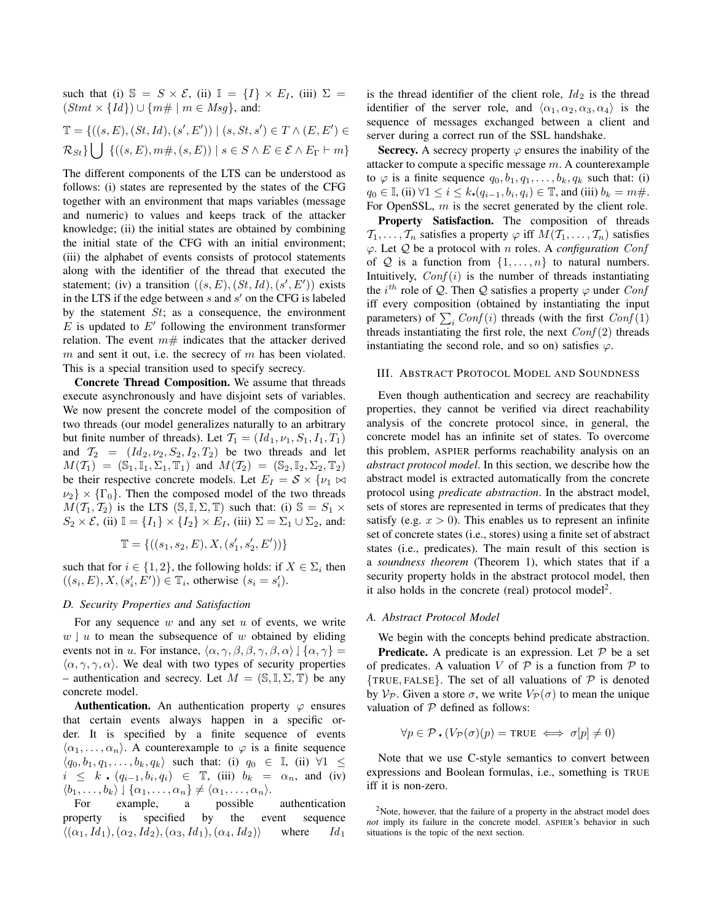such that (i) $\mathbb{S} = S \times \mathcal{E}$, (ii) $\mathbb{I} = \{I\} \times E_I$, (iii) $\Sigma = (Stmt \times \{Id\}) \cup \{m\# \mid m \in Msg\}$, and:

$$\mathbb{T} = \{((s, E), (St, Id), (s', E')) \mid (s, St, s') \in T \wedge (E, E') \in \mathcal{R}_{St}\} \bigcup \{((s, E), m\#, (s, E)) \mid s \in S \wedge E \in \mathcal{E} \wedge E_\Gamma \vdash m\}$$

The different components of the LTS can be understood as follows: (i) states are represented by the states of the CFG together with an environment that maps variables (message and numeric) to values and keeps track of the attacker knowledge; (ii) the initial states are obtained by combining the initial state of the CFG with an initial environment; (iii) the alphabet of events consists of protocol statements along with the identifier of the thread that executed the statement; (iv) a transition $((s, E), (St, Id), (s', E'))$ exists in the LTS if the edge between $s$ and $s'$ on the CFG is labeled by the statement $St$; as a consequence, the environment $E$ is updated to $E'$ following the environment transformer relation. The event $m\#$ indicates that the attacker derived $m$ and sent it out, i.e. the secrecy of $m$ has been violated. This is a special transition used to specify secrecy.

**Concrete Thread Composition.** We assume that threads execute asynchronously and have disjoint sets of variables. We now present the concrete model of the composition of two threads (our model generalizes naturally to an arbitrary but finite number of threads). Let $\mathcal{T}_1 = (Id_1, \nu_1, S_1, I_1, T_1)$ and $\mathcal{T}_2 = (Id_2, \nu_2, S_2, I_2, T_2)$ be two threads and let $M(\mathcal{T}_1) = (\mathbb{S}_1, \mathbb{I}_1, \Sigma_1, \mathbb{T}_1)$ and $M(\mathcal{T}_2) = (\mathbb{S}_2, \mathbb{I}_2, \Sigma_2, \mathbb{T}_2)$ be their respective concrete models. Let $E_I = \mathcal{S} \times \{\nu_1 \bowtie \nu_2\} \times \{\Gamma_0\}$. Then the composed model of the two threads $M(\mathcal{T}_1, \mathcal{T}_2)$ is the LTS $(\mathbb{S}, \mathbb{I}, \Sigma, \mathbb{T})$ such that: (i) $\mathbb{S} = S_1 \times S_2 \times \mathcal{E}$, (ii) $\mathbb{I} = \{I_1\} \times \{I_2\} \times E_I$, (iii) $\Sigma = \Sigma_1 \cup \Sigma_2$, and:

$$\mathbb{T} = \{((s_1, s_2, E), X, (s'_1, s'_2, E'))\}$$

such that for $i \in \{1, 2\}$, the following holds: if $X \in \Sigma_i$ then $((s_i, E), X, (s'_i, E')) \in \mathbb{T}_i$, otherwise $(s_i = s'_i)$.

### D. Security Properties and Satisfaction

For any sequence $w$ and any set $u$ of events, we write $w \downharpoonright u$ to mean the subsequence of $w$ obtained by eliding events not in $u$. For instance, $\langle \alpha, \gamma, \beta, \beta, \gamma, \beta, \alpha \rangle \downharpoonright \{\alpha, \gamma\} = \langle \alpha, \gamma, \gamma, \alpha \rangle$. We deal with two types of security properties – authentication and secrecy. Let $M = (\mathbb{S}, \mathbb{I}, \Sigma, \mathbb{T})$ be any concrete model.

**Authentication.** An authentication property $\varphi$ ensures that certain events always happen in a specific order. It is specified by a finite sequence of events $\langle \alpha_1, \ldots, \alpha_n \rangle$. A counterexample to $\varphi$ is a finite sequence $\langle q_0, b_1, q_1, \ldots, b_k, q_k \rangle$ such that: (i) $q_0 \in \mathbb{I}$, (ii) $\forall 1 \leq i \leq k \centerdot (q_{i-1}, b_i, q_i) \in \mathbb{T}$, (iii) $b_k = \alpha_n$, and (iv) $\langle b_1, \ldots, b_k \rangle \downharpoonright \{\alpha_1, \ldots, \alpha_n\} \neq \langle \alpha_1, \ldots, \alpha_n \rangle$.

For example, a possible authentication property is specified by the event sequence $\langle (\alpha_1, Id_1), (\alpha_2, Id_2), (\alpha_3, Id_1), (\alpha_4, Id_2) \rangle$ where $Id_1$ is the thread identifier of the client role, $Id_2$ is the thread identifier of the server role, and $\langle \alpha_1, \alpha_2, \alpha_3, \alpha_4 \rangle$ is the sequence of messages exchanged between a client and server during a correct run of the SSL handshake.

**Secrecy.** A secrecy property $\varphi$ ensures the inability of the attacker to compute a specific message $m$. A counterexample to $\varphi$ is a finite sequence $q_0, b_1, q_1, \ldots, b_k, q_k$ such that: (i) $q_0 \in \mathbb{I}$, (ii) $\forall 1 \leq i \leq k \centerdot (q_{i-1}, b_i, q_i) \in \mathbb{T}$, and (iii) $b_k = m\#$. For OpenSSL, $m$ is the secret generated by the client role.

**Property Satisfaction.** The composition of threads $\mathcal{T}_1, \ldots, \mathcal{T}_n$ satisfies a property $\varphi$ iff $M(\mathcal{T}_1, \ldots, \mathcal{T}_n)$ satisfies $\varphi$. Let $\mathcal{Q}$ be a protocol with $n$ roles. A *configuration* $Conf$ of $\mathcal{Q}$ is a function from $\{1, \ldots, n\}$ to natural numbers. Intuitively, $Conf(i)$ is the number of threads instantiating the $i^{th}$ role of $\mathcal{Q}$. Then $\mathcal{Q}$ satisfies a property $\varphi$ under $Conf$ iff every composition (obtained by instantiating the input parameters) of $\sum_i Conf(i)$ threads (with the first $Conf(1)$ threads instantiating the first role, the next $Conf(2)$ threads instantiating the second role, and so on) satisfies $\varphi$.

## III. Abstract Protocol Model and Soundness

Even though authentication and secrecy are reachability properties, they cannot be verified via direct reachability analysis of the concrete protocol since, in general, the concrete model has an infinite set of states. To overcome this problem, ASPIER performs reachability analysis on an *abstract protocol model*. In this section, we describe how the abstract model is extracted automatically from the concrete protocol using *predicate abstraction*. In the abstract model, sets of stores are represented in terms of predicates that they satisfy (e.g. $x > 0$). This enables us to represent an infinite set of concrete states (i.e., stores) using a finite set of abstract states (i.e., predicates). The main result of this section is a *soundness theorem* (Theorem 1), which states that if a security property holds in the abstract protocol model, then it also holds in the concrete (real) protocol model[2].

### A. Abstract Protocol Model

We begin with the concepts behind predicate abstraction.

**Predicate.** A predicate is an expression. Let $\mathcal{P}$ be a set of predicates. A valuation $V$ of $\mathcal{P}$ is a function from $\mathcal{P}$ to $\{\text{TRUE}, \text{FALSE}\}$. The set of all valuations of $\mathcal{P}$ is denoted by $\mathcal{V}_\mathcal{P}$. Given a store $\sigma$, we write $V_\mathcal{P}(\sigma)$ to mean the unique valuation of $\mathcal{P}$ defined as follows:

$$\forall p \in \mathcal{P} \centerdot (V_\mathcal{P}(\sigma)(p) = \text{TRUE} \iff \sigma[p] \neq 0)$$

Note that we use C-style semantics to convert between expressions and Boolean formulas, i.e., something is TRUE iff it is non-zero.

[2]Note, however, that the failure of a property in the abstract model does *not* imply its failure in the concrete model. ASPIER's behavior in such situations is the topic of the next section.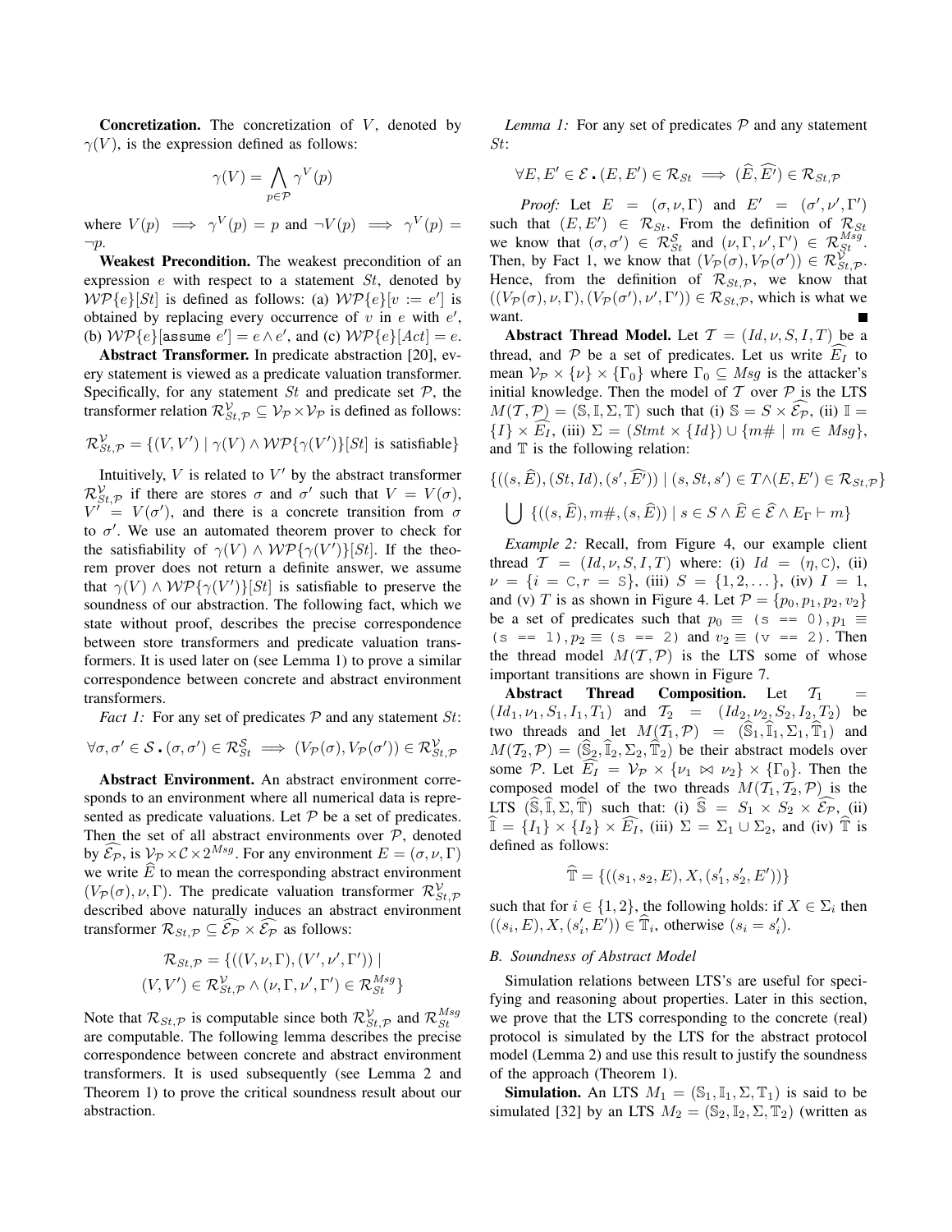**Concretization.** The concretization of $V$, denoted by $\gamma(V)$, is the expression defined as follows:

$$\gamma(V) = \bigwedge_{p \in \mathcal{P}} \gamma^V(p)$$

where $V(p) \implies \gamma^V(p) = p$ and $\neg V(p) \implies \gamma^V(p) = \neg p$.

**Weakest Precondition.** The weakest precondition of an expression $e$ with respect to a statement $St$, denoted by $\mathcal{WP}\{e\}[St]$ is defined as follows: (a) $\mathcal{WP}\{e\}[v := e']$ is obtained by replacing every occurrence of $v$ in $e$ with $e'$, (b) $\mathcal{WP}\{e\}[\texttt{assume}\ e'] = e \wedge e'$, and (c) $\mathcal{WP}\{e\}[Act] = e$.

**Abstract Transformer.** In predicate abstraction [20], every statement is viewed as a predicate valuation transformer. Specifically, for any statement $St$ and predicate set $\mathcal{P}$, the transformer relation $\mathcal{R}^{\mathcal{V}}_{St,\mathcal{P}} \subseteq \mathcal{V}_{\mathcal{P}} \times \mathcal{V}_{\mathcal{P}}$ is defined as follows:

$$\mathcal{R}^{\mathcal{V}}_{St,\mathcal{P}} = \{(V, V') \mid \gamma(V) \wedge \mathcal{WP}\{\gamma(V')\}[St] \text{ is satisfiable}\}$$

Intuitively, $V$ is related to $V'$ by the abstract transformer $\mathcal{R}^{\mathcal{V}}_{St,\mathcal{P}}$ if there are stores $\sigma$ and $\sigma'$ such that $V = V(\sigma)$, $V' = V(\sigma')$, and there is a concrete transition from $\sigma$ to $\sigma'$. We use an automated theorem prover to check for the satisfiability of $\gamma(V) \wedge \mathcal{WP}\{\gamma(V')\}[St]$. If the theorem prover does not return a definite answer, we assume that $\gamma(V) \wedge \mathcal{WP}\{\gamma(V')\}[St]$ is satisfiable to preserve the soundness of our abstraction. The following fact, which we state without proof, describes the precise correspondence between store transformers and predicate valuation transformers. It is used later on (see Lemma 1) to prove a similar correspondence between concrete and abstract environment transformers.

*Fact 1:* For any set of predicates $\mathcal{P}$ and any statement $St$:

$$\forall \sigma, \sigma' \in \mathcal{S} \centerdot (\sigma, \sigma') \in \mathcal{R}^{\mathcal{S}}_{St} \implies (V_{\mathcal{P}}(\sigma), V_{\mathcal{P}}(\sigma')) \in \mathcal{R}^{\mathcal{V}}_{St,\mathcal{P}}$$

**Abstract Environment.** An abstract environment corresponds to an environment where all numerical data is represented as predicate valuations. Let $\mathcal{P}$ be a set of predicates. Then the set of all abstract environments over $\mathcal{P}$, denoted by $\widehat{\mathcal{E}_{\mathcal{P}}}$, is $\mathcal{V}_{\mathcal{P}} \times \mathcal{C} \times 2^{Msg}$. For any environment $E = (\sigma, \nu, \Gamma)$ we write $\widehat{E}$ to mean the corresponding abstract environment $(V_{\mathcal{P}}(\sigma), \nu, \Gamma)$. The predicate valuation transformer $\mathcal{R}^{\mathcal{V}}_{St,\mathcal{P}}$ described above naturally induces an abstract environment transformer $\mathcal{R}_{St,\mathcal{P}} \subseteq \widehat{\mathcal{E}_{\mathcal{P}}} \times \widehat{\mathcal{E}_{\mathcal{P}}}$ as follows:

$$\mathcal{R}_{St,\mathcal{P}} = \{((V, \nu, \Gamma), (V', \nu', \Gamma')) \mid (V, V') \in \mathcal{R}^{\mathcal{V}}_{St,\mathcal{P}} \wedge (\nu, \Gamma, \nu', \Gamma') \in \mathcal{R}^{Msg}_{St}\}$$

Note that $\mathcal{R}_{St,\mathcal{P}}$ is computable since both $\mathcal{R}^{\mathcal{V}}_{St,\mathcal{P}}$ and $\mathcal{R}^{Msg}_{St}$ are computable. The following lemma describes the precise correspondence between concrete and abstract environment transformers. It is used subsequently (see Lemma 2 and Theorem 1) to prove the critical soundness result about our abstraction.

*Lemma 1:* For any set of predicates $\mathcal{P}$ and any statement $St$:

$$\forall E, E' \in \mathcal{E} \centerdot (E, E') \in \mathcal{R}_{St} \implies (\widehat{E}, \widehat{E'}) \in \mathcal{R}_{St,\mathcal{P}}$$

*Proof:* Let $E = (\sigma, \nu, \Gamma)$ and $E' = (\sigma', \nu', \Gamma')$ such that $(E, E') \in \mathcal{R}_{St}$. From the definition of $\mathcal{R}_{St}$ we know that $(\sigma, \sigma') \in \mathcal{R}^{\mathcal{S}}_{St}$ and $(\nu, \Gamma, \nu', \Gamma') \in \mathcal{R}^{Msg}_{St}$. Then, by Fact 1, we know that $(V_{\mathcal{P}}(\sigma), V_{\mathcal{P}}(\sigma')) \in \mathcal{R}^{\mathcal{V}}_{St,\mathcal{P}}$. Hence, from the definition of $\mathcal{R}_{St,\mathcal{P}}$, we know that $((V_{\mathcal{P}}(\sigma), \nu, \Gamma), (V_{\mathcal{P}}(\sigma'), \nu', \Gamma')) \in \mathcal{R}_{St,\mathcal{P}}$, which is what we want. ∎

**Abstract Thread Model.** Let $\mathcal{T} = (Id, \nu, S, I, T)$ be a thread, and $\mathcal{P}$ be a set of predicates. Let us write $\widehat{E_I}$ to mean $\mathcal{V}_{\mathcal{P}} \times \{\nu\} \times \{\Gamma_0\}$ where $\Gamma_0 \subseteq Msg$ is the attacker's initial knowledge. Then the model of $\mathcal{T}$ over $\mathcal{P}$ is the LTS $M(\mathcal{T}, \mathcal{P}) = (\mathbb{S}, \mathbb{I}, \Sigma, \mathbb{T})$ such that (i) $\mathbb{S} = S \times \widehat{\mathcal{E}_{\mathcal{P}}}$, (ii) $\mathbb{I} = \{I\} \times \widehat{E_I}$, (iii) $\Sigma = (Stmt \times \{Id\}) \cup \{m\# \mid m \in Msg\}$, and $\mathbb{T}$ is the following relation:

$$\{((s, \widehat{E}), (St, Id), (s', \widehat{E'})) \mid (s, St, s') \in T \wedge (E, E') \in \mathcal{R}_{St,\mathcal{P}}\}$$
$$\bigcup \{((s, \widehat{E}), m\#, (s, \widehat{E})) \mid s \in S \wedge \widehat{E} \in \widehat{\mathcal{E}} \wedge E_{\Gamma} \vdash m\}$$

*Example 2:* Recall, from Figure 4, our example client thread $\mathcal{T} = (Id, \nu, S, I, T)$ where: (i) $Id = (\eta, \texttt{C})$, (ii) $\nu = \{i = \texttt{C}, r = \texttt{S}\}$, (iii) $S = \{1, 2, \dots\}$, (iv) $I = 1$, and (v) $T$ is as shown in Figure 4. Let $\mathcal{P} = \{p_0, p_1, p_2, v_2\}$ be a set of predicates such that $p_0 \equiv \texttt{(s == 0)}, p_1 \equiv \texttt{(s == 1)}, p_2 \equiv \texttt{(s == 2)}$ and $v_2 \equiv \texttt{(v == 2)}$. Then the thread model $M(\mathcal{T}, \mathcal{P})$ is the LTS some of whose important transitions are shown in Figure 7.

**Abstract Thread Composition.** Let $\mathcal{T}_1 = (Id_1, \nu_1, S_1, I_1, T_1)$ and $\mathcal{T}_2 = (Id_2, \nu_2, S_2, I_2, T_2)$ be two threads and let $M(\mathcal{T}_1, \mathcal{P}) = (\widehat{\mathbb{S}}_1, \widehat{\mathbb{I}}_1, \Sigma_1, \widehat{\mathbb{T}}_1)$ and $M(\mathcal{T}_2, \mathcal{P}) = (\widehat{\mathbb{S}}_2, \widehat{\mathbb{I}}_2, \Sigma_2, \widehat{\mathbb{T}}_2)$ be their abstract models over some $\mathcal{P}$. Let $\widehat{E_I} = \mathcal{V}_{\mathcal{P}} \times \{\nu_1 \bowtie \nu_2\} \times \{\Gamma_0\}$. Then the composed model of the two threads $M(\mathcal{T}_1, \mathcal{T}_2, \mathcal{P})$ is the LTS $(\widehat{\mathbb{S}}, \widehat{\mathbb{I}}, \Sigma, \widehat{\mathbb{T}})$ such that: (i) $\widehat{\mathbb{S}} = S_1 \times S_2 \times \widehat{\mathcal{E}_{\mathcal{P}}}$, (ii) $\widehat{\mathbb{I}} = \{I_1\} \times \{I_2\} \times \widehat{E_I}$, (iii) $\Sigma = \Sigma_1 \cup \Sigma_2$, and (iv) $\widehat{\mathbb{T}}$ is defined as follows:

$$\widehat{\mathbb{T}} = \{((s_1, s_2, E), X, (s'_1, s'_2, E'))\}$$

such that for $i \in \{1, 2\}$, the following holds: if $X \in \Sigma_i$ then $((s_i, E), X, (s'_i, E')) \in \widehat{\mathbb{T}}_i$, otherwise $(s_i = s'_i)$.

### B. Soundness of Abstract Model

Simulation relations between LTS's are useful for specifying and reasoning about properties. Later in this section, we prove that the LTS corresponding to the concrete (real) protocol is simulated by the LTS for the abstract protocol model (Lemma 2) and use this result to justify the soundness of the approach (Theorem 1).

**Simulation.** An LTS $M_1 = (\mathbb{S}_1, \mathbb{I}_1, \Sigma, \mathbb{T}_1)$ is said to be simulated [32] by an LTS $M_2 = (\mathbb{S}_2, \mathbb{I}_2, \Sigma, \mathbb{T}_2)$ (written as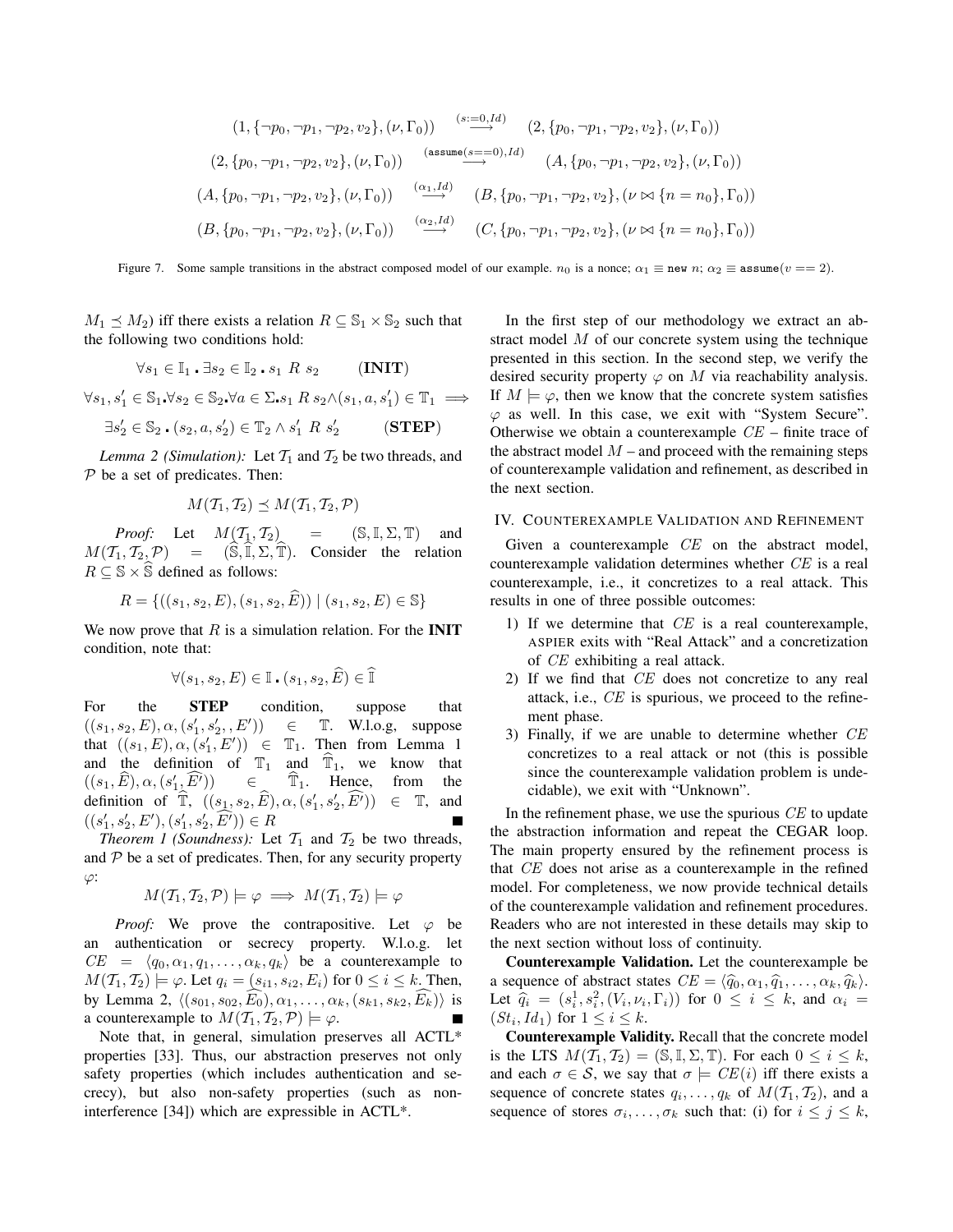$$(1, \{\neg p_0, \neg p_1, \neg p_2, v_2\}, (\nu, \Gamma_0)) \quad \stackrel{(s:=0, Id)}{\longrightarrow} \quad (2, \{p_0, \neg p_1, \neg p_2, v_2\}, (\nu, \Gamma_0))$$

$$(2, \{p_0, \neg p_1, \neg p_2, v_2\}, (\nu, \Gamma_0)) \quad \stackrel{(\texttt{assume}(s==0), Id)}{\longrightarrow} \quad (A, \{p_0, \neg p_1, \neg p_2, v_2\}, (\nu, \Gamma_0))$$

$$(A, \{p_0, \neg p_1, \neg p_2, v_2\}, (\nu, \Gamma_0)) \quad \stackrel{(\alpha_1, Id)}{\longrightarrow} \quad (B, \{p_0, \neg p_1, \neg p_2, v_2\}, (\nu \bowtie \{n = n_0\}, \Gamma_0))$$

$$(B, \{p_0, \neg p_1, \neg p_2, v_2\}, (\nu, \Gamma_0)) \quad \stackrel{(\alpha_2, Id)}{\longrightarrow} \quad (C, \{p_0, \neg p_1, \neg p_2, v_2\}, (\nu \bowtie \{n = n_0\}, \Gamma_0))$$

Figure 7. Some sample transitions in the abstract composed model of our example. $n_0$ is a nonce; $\alpha_1 \equiv \texttt{new}\ n$; $\alpha_2 \equiv \texttt{assume}(v == 2)$.

$M_1 \preceq M_2$) iff there exists a relation $R \subseteq \mathbb{S}_1 \times \mathbb{S}_2$ such that the following two conditions hold:

$$\forall s_1 \in \mathbb{I}_1 \centerdot \exists s_2 \in \mathbb{I}_2 \centerdot s_1 \; R \; s_2 \qquad \textbf{(INIT)}$$

$$\forall s_1, s_1' \in \mathbb{S}_1 \centerdot \forall s_2 \in \mathbb{S}_2 \centerdot \forall a \in \Sigma \centerdot s_1 \; R \; s_2 \wedge (s_1, a, s_1') \in \mathbb{T}_1 \implies$$

$$\exists s_2' \in \mathbb{S}_2 \centerdot (s_2, a, s_2') \in \mathbb{T}_2 \wedge s_1' \; R \; s_2' \qquad \textbf{(STEP)}$$

*Lemma 2 (Simulation):* Let $\mathcal{T}_1$ and $\mathcal{T}_2$ be two threads, and $\mathcal{P}$ be a set of predicates. Then:

$$M(\mathcal{T}_1, \mathcal{T}_2) \preceq M(\mathcal{T}_1, \mathcal{T}_2, \mathcal{P})$$

*Proof:* Let $M(\mathcal{T}_1, \mathcal{T}_2) = (\mathbb{S}, \mathbb{I}, \Sigma, \mathbb{T})$ and $M(\mathcal{T}_1, \mathcal{T}_2, \mathcal{P}) = (\widehat{\mathbb{S}}, \widehat{\mathbb{I}}, \Sigma, \widehat{\mathbb{T}})$. Consider the relation $R \subseteq \mathbb{S} \times \widehat{\mathbb{S}}$ defined as follows:

$$R = \{((s_1, s_2, E), (s_1, s_2, \widehat{E})) \mid (s_1, s_2, E) \in \mathbb{S}\}$$

We now prove that $R$ is a simulation relation. For the **INIT** condition, note that:

$$\forall (s_1, s_2, E) \in \mathbb{I} \centerdot (s_1, s_2, \widehat{E}) \in \widehat{\mathbb{I}}$$

For the **STEP** condition, suppose that $((s_1, s_2, E), \alpha, (s_1', s_2', E')) \in \mathbb{T}$. W.l.o.g, suppose that $((s_1, E), \alpha, (s_1', E')) \in \mathbb{T}_1$. Then from Lemma 1 and the definition of $\mathbb{T}_1$ and $\widehat{\mathbb{T}}_1$, we know that $((s_1, \widehat{E}), \alpha, (s_1', \widehat{E'})) \in \widehat{\mathbb{T}}_1$. Hence, from the definition of $\widehat{\mathbb{T}}$, $((s_1, s_2, \widehat{E}), \alpha, (s_1', s_2', \widehat{E'})) \in \mathbb{T}$, and $((s_1', s_2', E'), (s_1', s_2', \widehat{E'})) \in R$ ∎

*Theorem 1 (Soundness):* Let $\mathcal{T}_1$ and $\mathcal{T}_2$ be two threads, and $\mathcal{P}$ be a set of predicates. Then, for any security property $\varphi$:

$$M(\mathcal{T}_1, \mathcal{T}_2, \mathcal{P}) \models \varphi \implies M(\mathcal{T}_1, \mathcal{T}_2) \models \varphi$$

*Proof:* We prove the contrapositive. Let $\varphi$ be an authentication or secrecy property. W.l.o.g. let $CE = \langle q_0, \alpha_1, q_1, \ldots, \alpha_k, q_k \rangle$ be a counterexample to $M(\mathcal{T}_1, \mathcal{T}_2) \models \varphi$. Let $q_i = (s_{i1}, s_{i2}, E_i)$ for $0 \le i \le k$. Then, by Lemma 2, $\langle (s_{01}, s_{02}, \widehat{E_0}), \alpha_1, \ldots, \alpha_k, (s_{k1}, s_{k2}, \widehat{E_k}) \rangle$ is a counterexample to $M(\mathcal{T}_1, \mathcal{T}_2, \mathcal{P}) \models \varphi$. ∎

Note that, in general, simulation preserves all ACTL* properties [33]. Thus, our abstraction preserves not only safety properties (which includes authentication and secrecy), but also non-safety properties (such as non-interference [34]) which are expressible in ACTL*.

In the first step of our methodology we extract an abstract model $M$ of our concrete system using the technique presented in this section. In the second step, we verify the desired security property $\varphi$ on $M$ via reachability analysis. If $M \models \varphi$, then we know that the concrete system satisfies $\varphi$ as well. In this case, we exit with "System Secure". Otherwise we obtain a counterexample $CE$ – finite trace of the abstract model $M$ – and proceed with the remaining steps of counterexample validation and refinement, as described in the next section.

## IV. Counterexample Validation and Refinement

Given a counterexample $CE$ on the abstract model, counterexample validation determines whether $CE$ is a real counterexample, i.e., it concretizes to a real attack. This results in one of three possible outcomes:

1) If we determine that $CE$ is a real counterexample, ASPIER exits with "Real Attack" and a concretization of $CE$ exhibiting a real attack.
2) If we find that $CE$ does not concretize to any real attack, i.e., $CE$ is spurious, we proceed to the refinement phase.
3) Finally, if we are unable to determine whether $CE$ concretizes to a real attack or not (this is possible since the counterexample validation problem is undecidable), we exit with "Unknown".

In the refinement phase, we use the spurious $CE$ to update the abstraction information and repeat the CEGAR loop. The main property ensured by the refinement process is that $CE$ does not arise as a counterexample in the refined model. For completeness, we now provide technical details of the counterexample validation and refinement procedures. Readers who are not interested in these details may skip to the next section without loss of continuity.

**Counterexample Validation.** Let the counterexample be a sequence of abstract states $CE = \langle \widehat{q}_0, \alpha_1, \widehat{q}_1, \ldots, \alpha_k, \widehat{q}_k \rangle$. Let $\widehat{q}_i = (s_i^1, s_i^2, (V_i, \nu_i, \Gamma_i))$ for $0 \le i \le k$, and $\alpha_i = (St_i, Id_1)$ for $1 \le i \le k$.

**Counterexample Validity.** Recall that the concrete model is the LTS $M(\mathcal{T}_1, \mathcal{T}_2) = (\mathbb{S}, \mathbb{I}, \Sigma, \mathbb{T})$. For each $0 \le i \le k$, and each $\sigma \in \mathcal{S}$, we say that $\sigma \models CE(i)$ iff there exists a sequence of concrete states $q_i, \ldots, q_k$ of $M(\mathcal{T}_1, \mathcal{T}_2)$, and a sequence of stores $\sigma_i, \ldots, \sigma_k$ such that: (i) for $i \le j \le k$,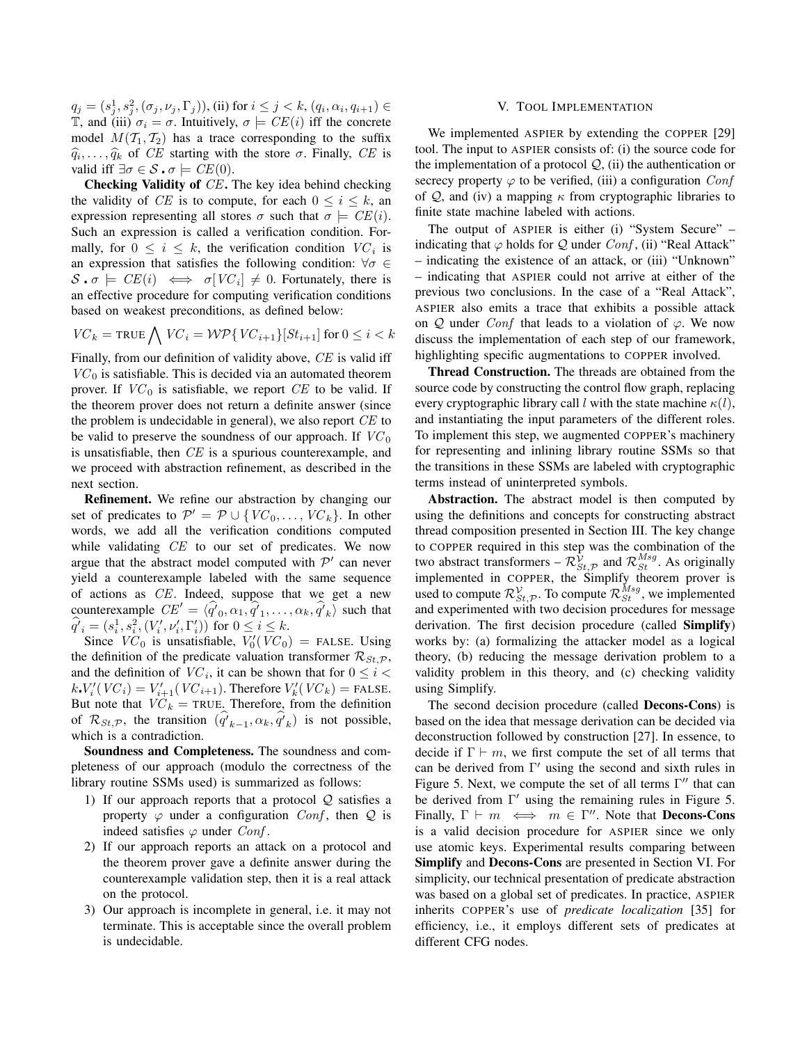$q_j = (s_j^1, s_j^2, (\sigma_j, \nu_j, \Gamma_j))$, (ii) for $i \le j < k$, $(q_i, \alpha_i, q_{i+1}) \in \mathbb{T}$, and (iii) $\sigma_i = \sigma$. Intuitively, $\sigma \models CE(i)$ iff the concrete model $M(\mathcal{T}_1, \mathcal{T}_2)$ has a trace corresponding to the suffix $\widehat{q}_i, \ldots, \widehat{q}_k$ of $CE$ starting with the store $\sigma$. Finally, $CE$ is valid iff $\exists \sigma \in \mathcal{S} \centerdot \sigma \models CE(0)$.

**Checking Validity of $CE$.** The key idea behind checking the validity of $CE$ is to compute, for each $0 \le i \le k$, an expression representing all stores $\sigma$ such that $\sigma \models CE(i)$. Such an expression is called a verification condition. Formally, for $0 \le i \le k$, the verification condition $VC_i$ is an expression that satisfies the following condition: $\forall \sigma \in \mathcal{S} \centerdot \sigma \models CE(i) \iff \sigma[VC_i] \ne 0$. Fortunately, there is an effective procedure for computing verification conditions based on weakest preconditions, as defined below:

$$VC_k = \text{TRUE} \bigwedge VC_i = \mathcal{WP}\{VC_{i+1}\}[St_{i+1}] \text{ for } 0 \le i < k$$

Finally, from our definition of validity above, $CE$ is valid iff $VC_0$ is satisfiable. This is decided via an automated theorem prover. If $VC_0$ is satisfiable, we report $CE$ to be valid. If the theorem prover does not return a definite answer (since the problem is undecidable in general), we also report $CE$ to be valid to preserve the soundness of our approach. If $VC_0$ is unsatisfiable, then $CE$ is a spurious counterexample, and we proceed with abstraction refinement, as described in the next section.

**Refinement.** We refine our abstraction by changing our set of predicates to $\mathcal{P}' = \mathcal{P} \cup \{VC_0, \ldots, VC_k\}$. In other words, we add all the verification conditions computed while validating $CE$ to our set of predicates. We now argue that the abstract model computed with $\mathcal{P}'$ can never yield a counterexample labeled with the same sequence of actions as $CE$. Indeed, suppose that we get a new counterexample $CE' = \langle \widehat{q'}_0, \alpha_1, \widehat{q'}_1, \ldots, \alpha_k, \widehat{q'}_k \rangle$ such that $\widehat{q'}_i = (s_i^1, s_i^2, (V_i', \nu_i', \Gamma_i'))$ for $0 \le i \le k$.

Since $VC_0$ is unsatisfiable, $V_0'(VC_0) = \text{FALSE}$. Using the definition of the predicate valuation transformer $\mathcal{R}_{St,\mathcal{P}}$, and the definition of $VC_i$, it can be shown that for $0 \le i < k \centerdot V_i'(VC_i) = V_{i+1}'(VC_{i+1})$. Therefore $V_k'(VC_k) = \text{FALSE}$. But note that $VC_k = \text{TRUE}$. Therefore, from the definition of $\mathcal{R}_{St,\mathcal{P}}$, the transition $(\widehat{q'}_{k-1}, \alpha_k, \widehat{q'}_k)$ is not possible, which is a contradiction.

**Soundness and Completeness.** The soundness and completeness of our approach (modulo the correctness of the library routine SSMs used) is summarized as follows:

1) If our approach reports that a protocol $\mathcal{Q}$ satisfies a property $\varphi$ under a configuration $Conf$, then $\mathcal{Q}$ is indeed satisfies $\varphi$ under $Conf$.
2) If our approach reports an attack on a protocol and the theorem prover gave a definite answer during the counterexample validation step, then it is a real attack on the protocol.
3) Our approach is incomplete in general, i.e. it may not terminate. This is acceptable since the overall problem is undecidable.

## V. Tool Implementation

We implemented ASPIER by extending the COPPER [29] tool. The input to ASPIER consists of: (i) the source code for the implementation of a protocol $\mathcal{Q}$, (ii) the authentication or secrecy property $\varphi$ to be verified, (iii) a configuration $Conf$ of $\mathcal{Q}$, and (iv) a mapping $\kappa$ from cryptographic libraries to finite state machine labeled with actions.

The output of ASPIER is either (i) "System Secure" – indicating that $\varphi$ holds for $\mathcal{Q}$ under $Conf$, (ii) "Real Attack" – indicating the existence of an attack, or (iii) "Unknown" – indicating that ASPIER could not arrive at either of the previous two conclusions. In the case of a "Real Attack", ASPIER also emits a trace that exhibits a possible attack on $\mathcal{Q}$ under $Conf$ that leads to a violation of $\varphi$. We now discuss the implementation of each step of our framework, highlighting specific augmentations to COPPER involved.

**Thread Construction.** The threads are obtained from the source code by constructing the control flow graph, replacing every cryptographic library call $l$ with the state machine $\kappa(l)$, and instantiating the input parameters of the different roles. To implement this step, we augmented COPPER's machinery for representing and inlining library routine SSMs so that the transitions in these SSMs are labeled with cryptographic terms instead of uninterpreted symbols.

**Abstraction.** The abstract model is then computed by using the definitions and concepts for constructing abstract thread composition presented in Section III. The key change to COPPER required in this step was the combination of the two abstract transformers – $\mathcal{R}_{St,\mathcal{P}}^{\mathcal{V}}$ and $\mathcal{R}_{St}^{Msg}$. As originally implemented in COPPER, the Simplify theorem prover is used to compute $\mathcal{R}_{St,\mathcal{P}}^{\mathcal{V}}$. To compute $\mathcal{R}_{St}^{Msg}$, we implemented and experimented with two decision procedures for message derivation. The first decision procedure (called **Simplify**) works by: (a) formalizing the attacker model as a logical theory, (b) reducing the message derivation problem to a validity problem in this theory, and (c) checking validity using Simplify.

The second decision procedure (called **Decons-Cons**) is based on the idea that message derivation can be decided via deconstruction followed by construction [27]. In essence, to decide if $\Gamma \vdash m$, we first compute the set of all terms that can be derived from $\Gamma'$ using the second and sixth rules in Figure 5. Next, we compute the set of all terms $\Gamma''$ that can be derived from $\Gamma'$ using the remaining rules in Figure 5. Finally, $\Gamma \vdash m \iff m \in \Gamma''$. Note that **Decons-Cons** is a valid decision procedure for ASPIER since we only use atomic keys. Experimental results comparing between **Simplify** and **Decons-Cons** are presented in Section VI. For simplicity, our technical presentation of predicate abstraction was based on a global set of predicates. In practice, ASPIER inherits COPPER's use of *predicate localization* [35] for efficiency, i.e., it employs different sets of predicates at different CFG nodes.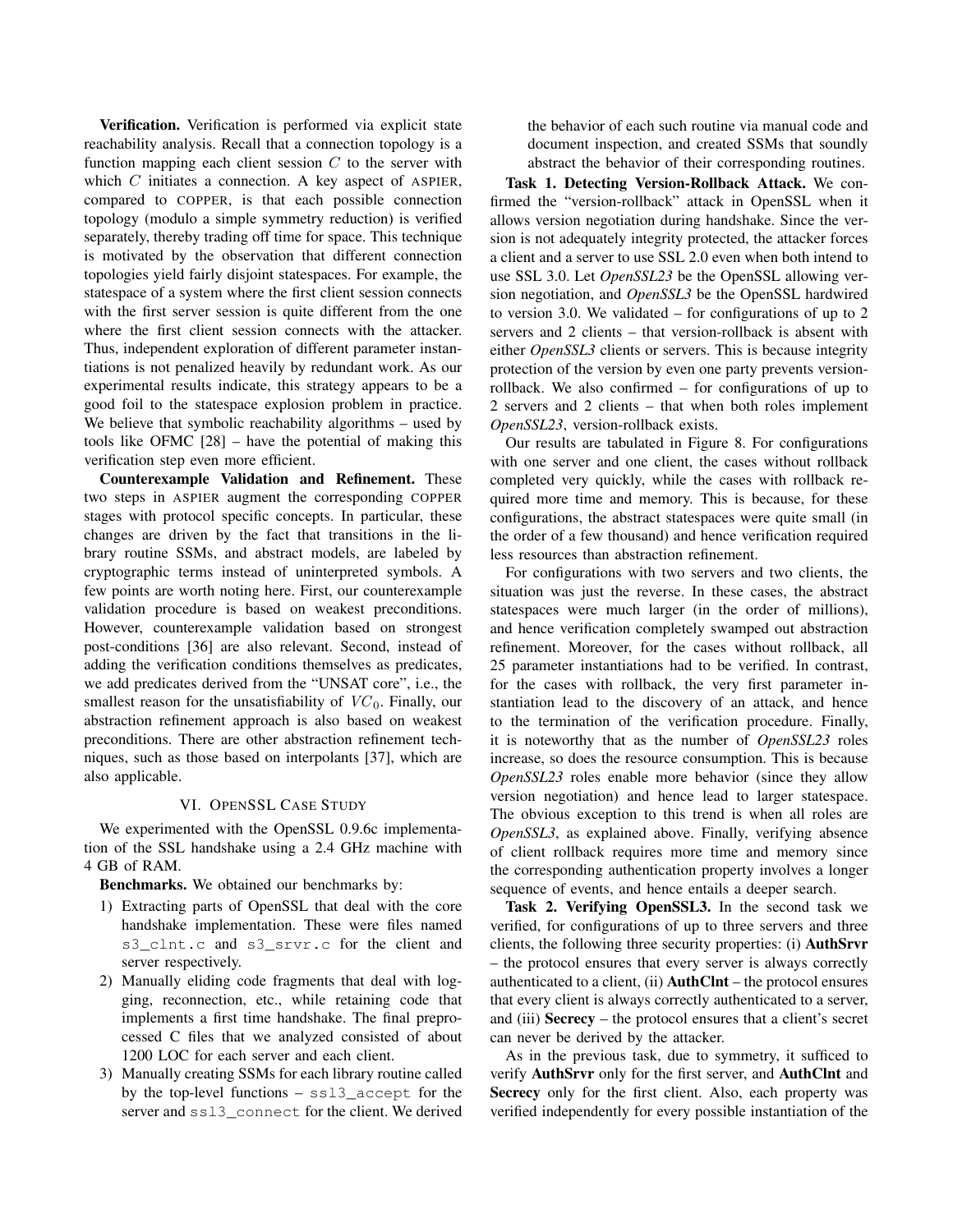**Verification.** Verification is performed via explicit state reachability analysis. Recall that a connection topology is a function mapping each client session $C$ to the server with which $C$ initiates a connection. A key aspect of ASPIER, compared to COPPER, is that each possible connection topology (modulo a simple symmetry reduction) is verified separately, thereby trading off time for space. This technique is motivated by the observation that different connection topologies yield fairly disjoint statespaces. For example, the statespace of a system where the first client session connects with the first server session is quite different from the one where the first client session connects with the attacker. Thus, independent exploration of different parameter instantiations is not penalized heavily by redundant work. As our experimental results indicate, this strategy appears to be a good foil to the statespace explosion problem in practice. We believe that symbolic reachability algorithms – used by tools like OFMC [28] – have the potential of making this verification step even more efficient.

**Counterexample Validation and Refinement.** These two steps in ASPIER augment the corresponding COPPER stages with protocol specific concepts. In particular, these changes are driven by the fact that transitions in the library routine SSMs, and abstract models, are labeled by cryptographic terms instead of uninterpreted symbols. A few points are worth noting here. First, our counterexample validation procedure is based on weakest preconditions. However, counterexample validation based on strongest post-conditions [36] are also relevant. Second, instead of adding the verification conditions themselves as predicates, we add predicates derived from the "UNSAT core", i.e., the smallest reason for the unsatisfiability of $VC_0$. Finally, our abstraction refinement approach is also based on weakest preconditions. There are other abstraction refinement techniques, such as those based on interpolants [37], which are also applicable.

## VI. OpenSSL Case Study

We experimented with the OpenSSL 0.9.6c implementation of the SSL handshake using a 2.4 GHz machine with 4 GB of RAM.

**Benchmarks.** We obtained our benchmarks by:

1) Extracting parts of OpenSSL that deal with the core handshake implementation. These were files named `s3_clnt.c` and `s3_srvr.c` for the client and server respectively.
2) Manually eliding code fragments that deal with logging, reconnection, etc., while retaining code that implements a first time handshake. The final preprocessed C files that we analyzed consisted of about 1200 LOC for each server and each client.
3) Manually creating SSMs for each library routine called by the top-level functions – `ssl3_accept` for the server and `ssl3_connect` for the client. We derived the behavior of each such routine via manual code and document inspection, and created SSMs that soundly abstract the behavior of their corresponding routines.

**Task 1. Detecting Version-Rollback Attack.** We confirmed the "version-rollback" attack in OpenSSL when it allows version negotiation during handshake. Since the version is not adequately integrity protected, the attacker forces a client and a server to use SSL 2.0 even when both intend to use SSL 3.0. Let *OpenSSL23* be the OpenSSL allowing version negotiation, and *OpenSSL3* be the OpenSSL hardwired to version 3.0. We validated – for configurations of up to 2 servers and 2 clients – that version-rollback is absent with either *OpenSSL3* clients or servers. This is because integrity protection of the version by even one party prevents version-rollback. We also confirmed – for configurations of up to 2 servers and 2 clients – that when both roles implement *OpenSSL23*, version-rollback exists.

Our results are tabulated in Figure 8. For configurations with one server and one client, the cases without rollback completed very quickly, while the cases with rollback required more time and memory. This is because, for these configurations, the abstract statespaces were quite small (in the order of a few thousand) and hence verification required less resources than abstraction refinement.

For configurations with two servers and two clients, the situation was just the reverse. In these cases, the abstract statespaces were much larger (in the order of millions), and hence verification completely swamped out abstraction refinement. Moreover, for the cases without rollback, all 25 parameter instantiations had to be verified. In contrast, for the cases with rollback, the very first parameter instantiation lead to the discovery of an attack, and hence to the termination of the verification procedure. Finally, it is noteworthy that as the number of *OpenSSL23* roles increase, so does the resource consumption. This is because *OpenSSL23* roles enable more behavior (since they allow version negotiation) and hence lead to larger statespace. The obvious exception to this trend is when all roles are *OpenSSL3*, as explained above. Finally, verifying absence of client rollback requires more time and memory since the corresponding authentication property involves a longer sequence of events, and hence entails a deeper search.

**Task 2. Verifying OpenSSL3.** In the second task we verified, for configurations of up to three servers and three clients, the following three security properties: (i) **AuthSrvr** – the protocol ensures that every server is always correctly authenticated to a client, (ii) **AuthClnt** – the protocol ensures that every client is always correctly authenticated to a server, and (iii) **Secrecy** – the protocol ensures that a client's secret can never be derived by the attacker.

As in the previous task, due to symmetry, it sufficed to verify **AuthSrvr** only for the first server, and **AuthClnt** and **Secrecy** only for the first client. Also, each property was verified independently for every possible instantiation of the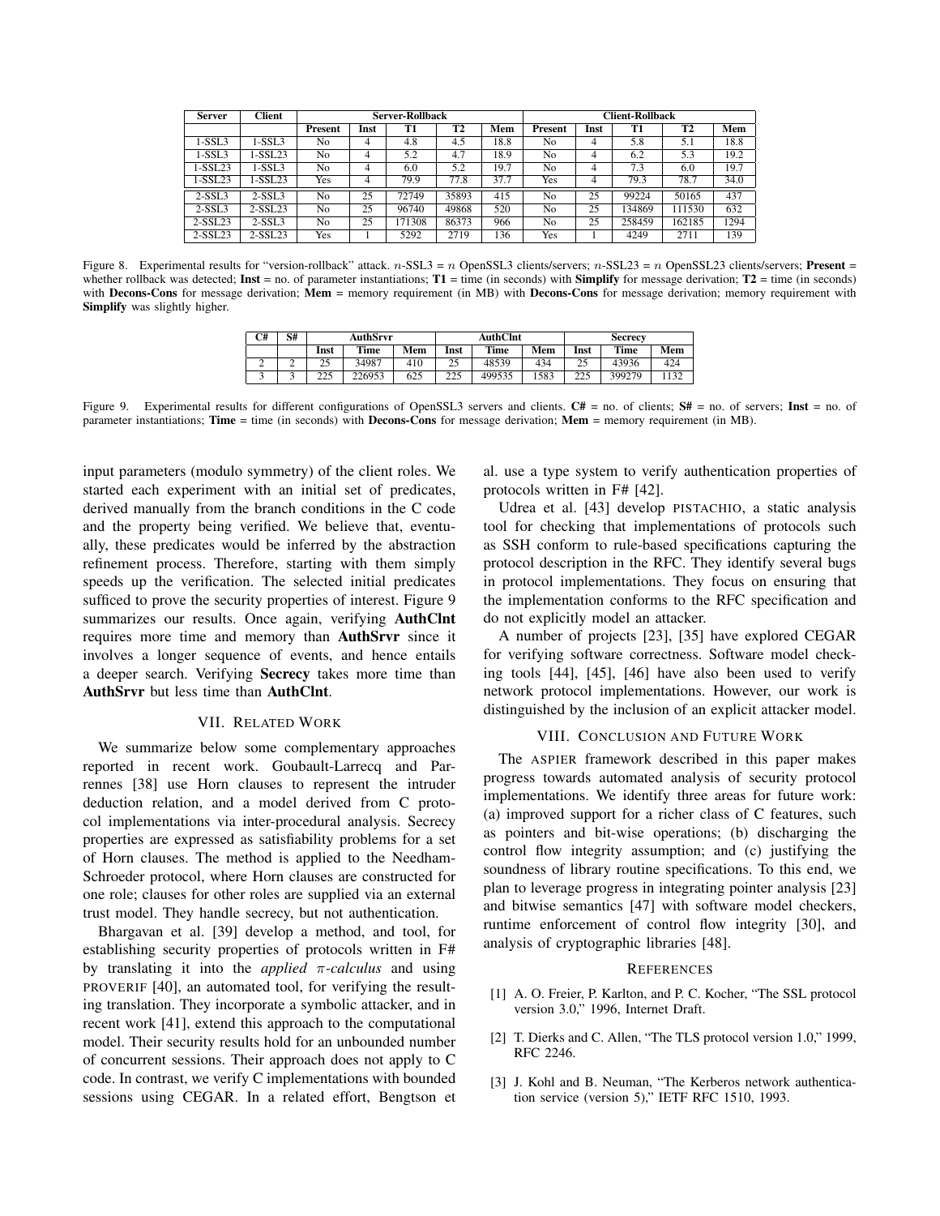| Server | Client | Server-Rollback | | | | | Client-Rollback | | | | |
|---|---|---|---|---|---|---|---|---|---|---|---|
| | | Present | Inst | T1 | T2 | Mem | Present | Inst | T1 | T2 | Mem |
| 1-SSL3 | 1-SSL3 | No | 4 | 4.8 | 4.5 | 18.8 | No | 4 | 5.8 | 5.1 | 18.8 |
| 1-SSL3 | 1-SSL23 | No | 4 | 5.2 | 4.7 | 18.9 | No | 4 | 6.2 | 5.3 | 19.2 |
| 1-SSL23 | 1-SSL3 | No | 4 | 6.0 | 5.2 | 19.7 | No | 4 | 7.3 | 6.0 | 19.7 |
| 1-SSL23 | 1-SSL23 | Yes | 4 | 79.9 | 77.8 | 37.7 | Yes | 4 | 79.3 | 78.7 | 34.0 |
| 2-SSL3 | 2-SSL3 | No | 25 | 72749 | 35893 | 415 | No | 25 | 99224 | 50165 | 437 |
| 2-SSL3 | 2-SSL23 | No | 25 | 96740 | 49868 | 520 | No | 25 | 134869 | 111530 | 632 |
| 2-SSL23 | 2-SSL3 | No | 25 | 171308 | 86373 | 966 | No | 25 | 258459 | 162185 | 1294 |
| 2-SSL23 | 2-SSL23 | Yes | 1 | 5292 | 2719 | 136 | Yes | 1 | 4249 | 2711 | 139 |

Figure 8. Experimental results for "version-rollback" attack. $n$-SSL3 = $n$ OpenSSL3 clients/servers; $n$-SSL23 = $n$ OpenSSL23 clients/servers; **Present** = whether rollback was detected; **Inst** = no. of parameter instantiations; **T1** = time (in seconds) with **Simplify** for message derivation; **T2** = time (in seconds) with **Decons-Cons** for message derivation; **Mem** = memory requirement (in MB) with **Decons-Cons** for message derivation; memory requirement with **Simplify** was slightly higher.

| C# | S# | AuthSrvr | | | AuthClnt | | | Secrecy | | |
|---|---|---|---|---|---|---|---|---|---|---|
| | | Inst | Time | Mem | Inst | Time | Mem | Inst | Time | Mem |
| 2 | 2 | 25 | 34987 | 410 | 25 | 48539 | 434 | 25 | 43936 | 424 |
| 3 | 3 | 225 | 226953 | 625 | 225 | 499535 | 1583 | 225 | 399279 | 1132 |

Figure 9. Experimental results for different configurations of OpenSSL3 servers and clients. **C#** = no. of clients; **S#** = no. of servers; **Inst** = no. of parameter instantiations; **Time** = time (in seconds) with **Decons-Cons** for message derivation; **Mem** = memory requirement (in MB).

input parameters (modulo symmetry) of the client roles. We started each experiment with an initial set of predicates, derived manually from the branch conditions in the C code and the property being verified. We believe that, eventually, these predicates would be inferred by the abstraction refinement process. Therefore, starting with them simply speeds up the verification. The selected initial predicates sufficed to prove the security properties of interest. Figure 9 summarizes our results. Once again, verifying **AuthClnt** requires more time and memory than **AuthSrvr** since it involves a longer sequence of events, and hence entails a deeper search. Verifying **Secrecy** takes more time than **AuthSrvr** but less time than **AuthClnt**.

## VII. Related Work

We summarize below some complementary approaches reported in recent work. Goubault-Larrecq and Parrennes [38] use Horn clauses to represent the intruder deduction relation, and a model derived from C protocol implementations via inter-procedural analysis. Secrecy properties are expressed as satisfiability problems for a set of Horn clauses. The method is applied to the Needham-Schroeder protocol, where Horn clauses are constructed for one role; clauses for other roles are supplied via an external trust model. They handle secrecy, but not authentication.

Bhargavan et al. [39] develop a method, and tool, for establishing security properties of protocols written in F# by translating it into the *applied* $\pi$*-calculus* and using PROVERIF [40], an automated tool, for verifying the resulting translation. They incorporate a symbolic attacker, and in recent work [41], extend this approach to the computational model. Their security results hold for an unbounded number of concurrent sessions. Their approach does not apply to C code. In contrast, we verify C implementations with bounded sessions using CEGAR. In a related effort, Bengtson et al. use a type system to verify authentication properties of protocols written in F# [42].

Udrea et al. [43] develop PISTACHIO, a static analysis tool for checking that implementations of protocols such as SSH conform to rule-based specifications capturing the protocol description in the RFC. They identify several bugs in protocol implementations. They focus on ensuring that the implementation conforms to the RFC specification and do not explicitly model an attacker.

A number of projects [23], [35] have explored CEGAR for verifying software correctness. Software model checking tools [44], [45], [46] have also been used to verify network protocol implementations. However, our work is distinguished by the inclusion of an explicit attacker model.

## VIII. Conclusion and Future Work

The ASPIER framework described in this paper makes progress towards automated analysis of security protocol implementations. We identify three areas for future work: (a) improved support for a richer class of C features, such as pointers and bit-wise operations; (b) discharging the control flow integrity assumption; and (c) justifying the soundness of library routine specifications. To this end, we plan to leverage progress in integrating pointer analysis [23] and bitwise semantics [47] with software model checkers, runtime enforcement of control flow integrity [30], and analysis of cryptographic libraries [48].

## References

[1] A. O. Freier, P. Karlton, and P. C. Kocher, "The SSL protocol version 3.0," 1996, Internet Draft.

[2] T. Dierks and C. Allen, "The TLS protocol version 1.0," 1999, RFC 2246.

[3] J. Kohl and B. Neuman, "The Kerberos network authentication service (version 5)," IETF RFC 1510, 1993.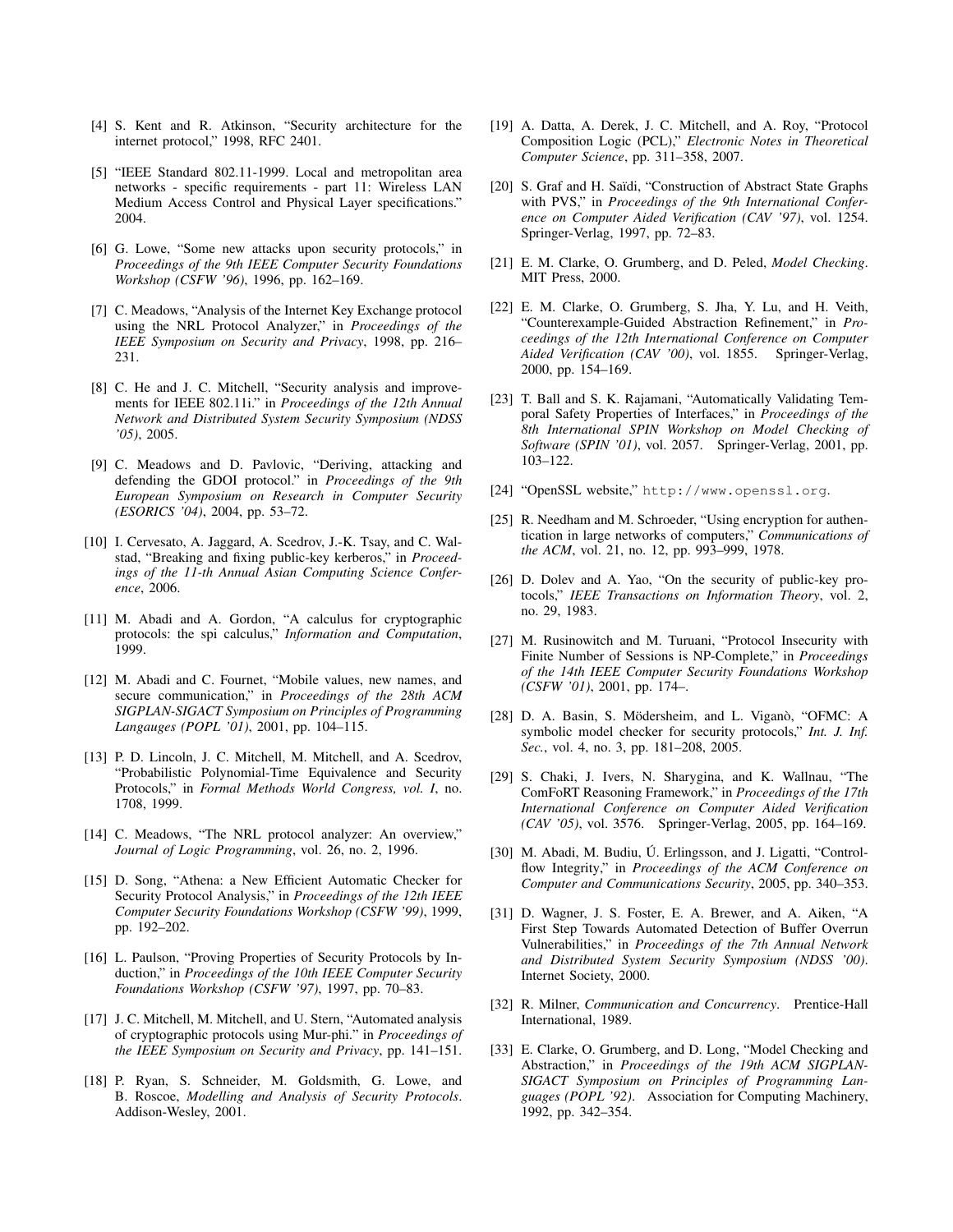[4] S. Kent and R. Atkinson, "Security architecture for the internet protocol," 1998, RFC 2401.

[5] "IEEE Standard 802.11-1999. Local and metropolitan area networks - specific requirements - part 11: Wireless LAN Medium Access Control and Physical Layer specifications." 2004.

[6] G. Lowe, "Some new attacks upon security protocols," in *Proceedings of the 9th IEEE Computer Security Foundations Workshop (CSFW '96)*, 1996, pp. 162–169.

[7] C. Meadows, "Analysis of the Internet Key Exchange protocol using the NRL Protocol Analyzer," in *Proceedings of the IEEE Symposium on Security and Privacy*, 1998, pp. 216–231.

[8] C. He and J. C. Mitchell, "Security analysis and improvements for IEEE 802.11i." in *Proceedings of the 12th Annual Network and Distributed System Security Symposium (NDSS '05)*, 2005.

[9] C. Meadows and D. Pavlovic, "Deriving, attacking and defending the GDOI protocol." in *Proceedings of the 9th European Symposium on Research in Computer Security (ESORICS '04)*, 2004, pp. 53–72.

[10] I. Cervesato, A. Jaggard, A. Scedrov, J.-K. Tsay, and C. Walstad, "Breaking and fixing public-key kerberos," in *Proceedings of the 11-th Annual Asian Computing Science Conference*, 2006.

[11] M. Abadi and A. Gordon, "A calculus for cryptographic protocols: the spi calculus," *Information and Computation*, 1999.

[12] M. Abadi and C. Fournet, "Mobile values, new names, and secure communication," in *Proceedings of the 28th ACM SIGPLAN-SIGACT Symposium on Principles of Programming Langauges (POPL '01)*, 2001, pp. 104–115.

[13] P. D. Lincoln, J. C. Mitchell, M. Mitchell, and A. Scedrov, "Probabilistic Polynomial-Time Equivalence and Security Protocols," in *Formal Methods World Congress, vol. I*, no. 1708, 1999.

[14] C. Meadows, "The NRL protocol analyzer: An overview," *Journal of Logic Programming*, vol. 26, no. 2, 1996.

[15] D. Song, "Athena: a New Efficient Automatic Checker for Security Protocol Analysis," in *Proceedings of the 12th IEEE Computer Security Foundations Workshop (CSFW '99)*, 1999, pp. 192–202.

[16] L. Paulson, "Proving Properties of Security Protocols by Induction," in *Proceedings of the 10th IEEE Computer Security Foundations Workshop (CSFW '97)*, 1997, pp. 70–83.

[17] J. C. Mitchell, M. Mitchell, and U. Stern, "Automated analysis of cryptographic protocols using Mur-phi." in *Proceedings of the IEEE Symposium on Security and Privacy*, pp. 141–151.

[18] P. Ryan, S. Schneider, M. Goldsmith, G. Lowe, and B. Roscoe, *Modelling and Analysis of Security Protocols*. Addison-Wesley, 2001.

[19] A. Datta, A. Derek, J. C. Mitchell, and A. Roy, "Protocol Composition Logic (PCL)," *Electronic Notes in Theoretical Computer Science*, pp. 311–358, 2007.

[20] S. Graf and H. Saïdi, "Construction of Abstract State Graphs with PVS," in *Proceedings of the 9th International Conference on Computer Aided Verification (CAV '97)*, vol. 1254. Springer-Verlag, 1997, pp. 72–83.

[21] E. M. Clarke, O. Grumberg, and D. Peled, *Model Checking*. MIT Press, 2000.

[22] E. M. Clarke, O. Grumberg, S. Jha, Y. Lu, and H. Veith, "Counterexample-Guided Abstraction Refinement," in *Proceedings of the 12th International Conference on Computer Aided Verification (CAV '00)*, vol. 1855. Springer-Verlag, 2000, pp. 154–169.

[23] T. Ball and S. K. Rajamani, "Automatically Validating Temporal Safety Properties of Interfaces," in *Proceedings of the 8th International SPIN Workshop on Model Checking of Software (SPIN '01)*, vol. 2057. Springer-Verlag, 2001, pp. 103–122.

[24] "OpenSSL website," http://www.openssl.org.

[25] R. Needham and M. Schroeder, "Using encryption for authentication in large networks of computers," *Communications of the ACM*, vol. 21, no. 12, pp. 993–999, 1978.

[26] D. Dolev and A. Yao, "On the security of public-key protocols," *IEEE Transactions on Information Theory*, vol. 2, no. 29, 1983.

[27] M. Rusinowitch and M. Turuani, "Protocol Insecurity with Finite Number of Sessions is NP-Complete," in *Proceedings of the 14th IEEE Computer Security Foundations Workshop (CSFW '01)*, 2001, pp. 174–.

[28] D. A. Basin, S. Mödersheim, and L. Viganò, "OFMC: A symbolic model checker for security protocols," *Int. J. Inf. Sec.*, vol. 4, no. 3, pp. 181–208, 2005.

[29] S. Chaki, J. Ivers, N. Sharygina, and K. Wallnau, "The ComFoRT Reasoning Framework," in *Proceedings of the 17th International Conference on Computer Aided Verification (CAV '05)*, vol. 3576. Springer-Verlag, 2005, pp. 164–169.

[30] M. Abadi, M. Budiu, Ú. Erlingsson, and J. Ligatti, "Control-flow Integrity," in *Proceedings of the ACM Conference on Computer and Communications Security*, 2005, pp. 340–353.

[31] D. Wagner, J. S. Foster, E. A. Brewer, and A. Aiken, "A First Step Towards Automated Detection of Buffer Overrun Vulnerabilities," in *Proceedings of the 7th Annual Network and Distributed System Security Symposium (NDSS '00)*. Internet Society, 2000.

[32] R. Milner, *Communication and Concurrency*. Prentice-Hall International, 1989.

[33] E. Clarke, O. Grumberg, and D. Long, "Model Checking and Abstraction," in *Proceedings of the 19th ACM SIGPLAN-SIGACT Symposium on Principles of Programming Languages (POPL '92)*. Association for Computing Machinery, 1992, pp. 342–354.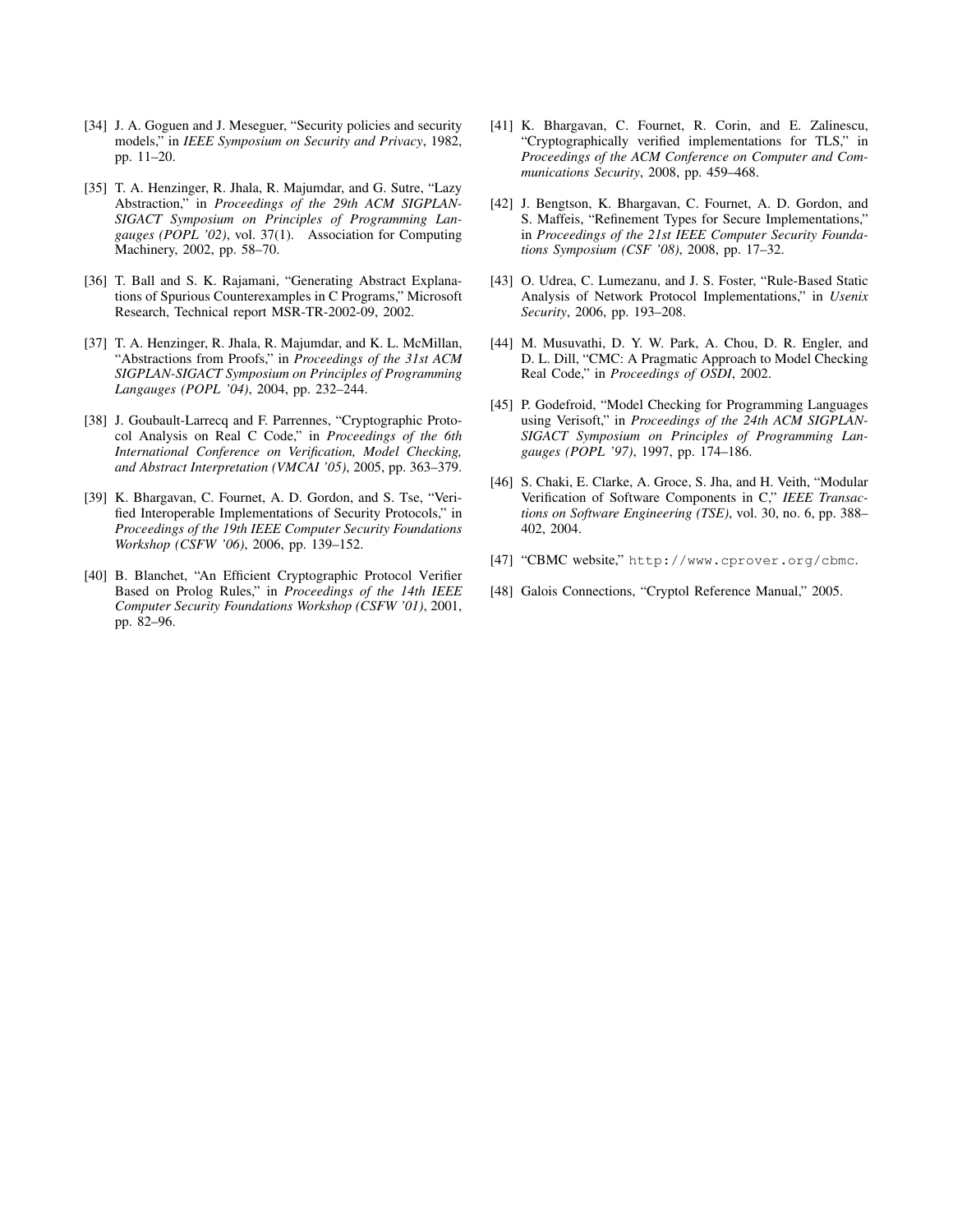[34] J. A. Goguen and J. Meseguer, "Security policies and security models," in *IEEE Symposium on Security and Privacy*, 1982, pp. 11–20.

[35] T. A. Henzinger, R. Jhala, R. Majumdar, and G. Sutre, "Lazy Abstraction," in *Proceedings of the 29th ACM SIGPLAN-SIGACT Symposium on Principles of Programming Langauges (POPL '02)*, vol. 37(1). Association for Computing Machinery, 2002, pp. 58–70.

[36] T. Ball and S. K. Rajamani, "Generating Abstract Explanations of Spurious Counterexamples in C Programs," Microsoft Research, Technical report MSR-TR-2002-09, 2002.

[37] T. A. Henzinger, R. Jhala, R. Majumdar, and K. L. McMillan, "Abstractions from Proofs," in *Proceedings of the 31st ACM SIGPLAN-SIGACT Symposium on Principles of Programming Langauges (POPL '04)*, 2004, pp. 232–244.

[38] J. Goubault-Larrecq and F. Parrennes, "Cryptographic Protocol Analysis on Real C Code," in *Proceedings of the 6th International Conference on Verification, Model Checking, and Abstract Interpretation (VMCAI '05)*, 2005, pp. 363–379.

[39] K. Bhargavan, C. Fournet, A. D. Gordon, and S. Tse, "Verified Interoperable Implementations of Security Protocols," in *Proceedings of the 19th IEEE Computer Security Foundations Workshop (CSFW '06)*, 2006, pp. 139–152.

[40] B. Blanchet, "An Efficient Cryptographic Protocol Verifier Based on Prolog Rules," in *Proceedings of the 14th IEEE Computer Security Foundations Workshop (CSFW '01)*, 2001, pp. 82–96.

[41] K. Bhargavan, C. Fournet, R. Corin, and E. Zalinescu, "Cryptographically verified implementations for TLS," in *Proceedings of the ACM Conference on Computer and Communications Security*, 2008, pp. 459–468.

[42] J. Bengtson, K. Bhargavan, C. Fournet, A. D. Gordon, and S. Maffeis, "Refinement Types for Secure Implementations," in *Proceedings of the 21st IEEE Computer Security Foundations Symposium (CSF '08)*, 2008, pp. 17–32.

[43] O. Udrea, C. Lumezanu, and J. S. Foster, "Rule-Based Static Analysis of Network Protocol Implementations," in *Usenix Security*, 2006, pp. 193–208.

[44] M. Musuvathi, D. Y. W. Park, A. Chou, D. R. Engler, and D. L. Dill, "CMC: A Pragmatic Approach to Model Checking Real Code," in *Proceedings of OSDI*, 2002.

[45] P. Godefroid, "Model Checking for Programming Languages using Verisoft," in *Proceedings of the 24th ACM SIGPLAN-SIGACT Symposium on Principles of Programming Langauges (POPL '97)*, 1997, pp. 174–186.

[46] S. Chaki, E. Clarke, A. Groce, S. Jha, and H. Veith, "Modular Verification of Software Components in C," *IEEE Transactions on Software Engineering (TSE)*, vol. 30, no. 6, pp. 388–402, 2004.

[47] "CBMC website," `http://www.cprover.org/cbmc`.

[48] Galois Connections, "Cryptol Reference Manual," 2005.